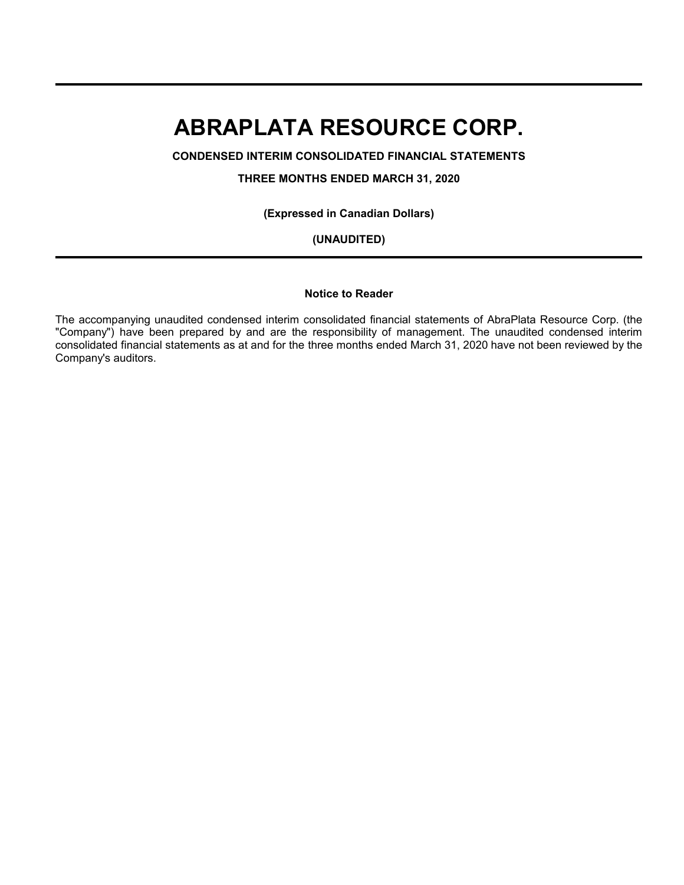# ABRAPLATA RESOURCE CORP.

**CONDENSED INTERIM CONSOLIDATED FINANCIAL STATEMENTS**

**THREE MONTHS ENDED MARCH 31, 2020**

**(Expressed in Canadian Dollars)**

**(UNAUDITED)**

## Notice to Reader

The accompanying unaudited condensed interim consolidated financial statements of AbraPlata Resource Corp. (the "Company") have been prepared by and are the responsibility of management. The unaudited condensed interim consolidated financial statements as at and for the three months ended March 31, 2020 have not been reviewed by the Company's auditors.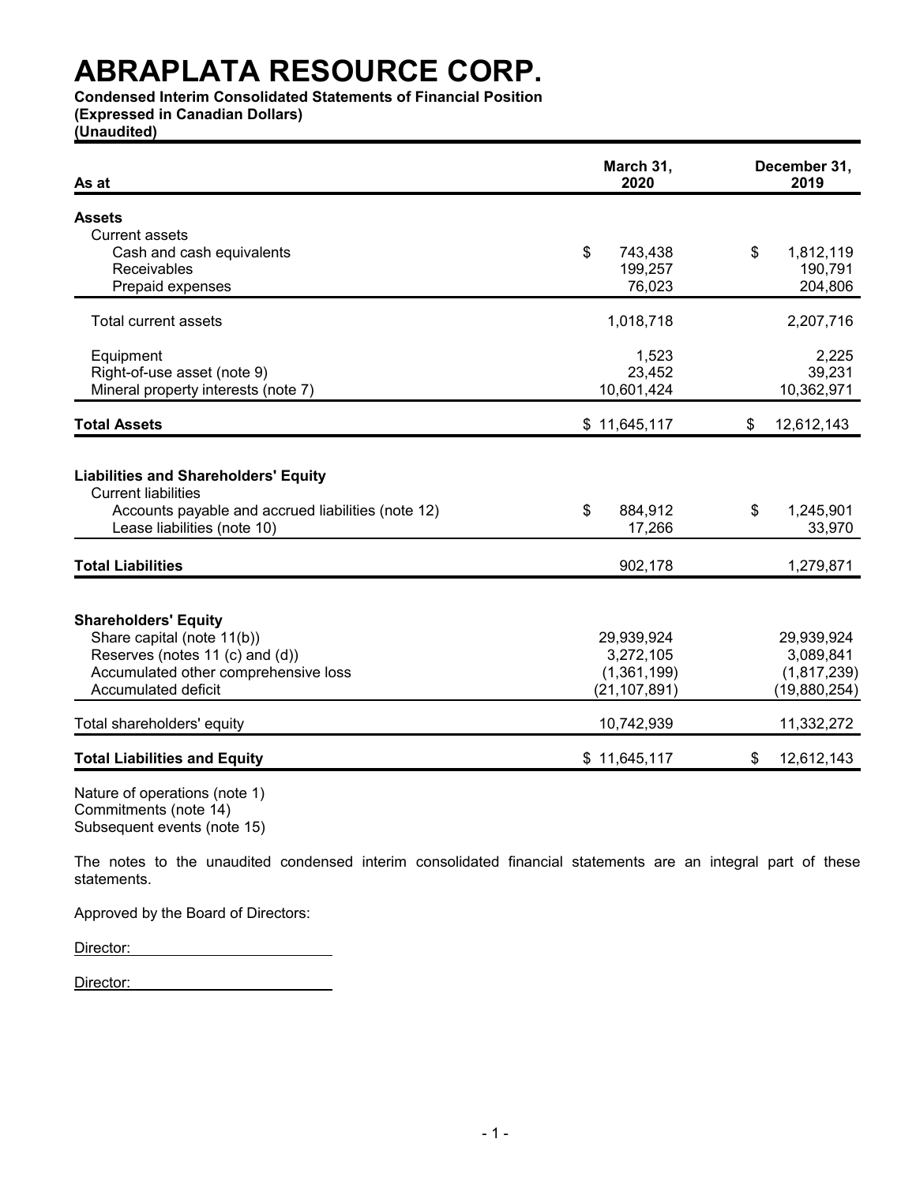# ABRAPLATA RESOURCE CORP.

**Condensed Interim Consolidated Statements of Financial Position**
**(Expressed in Canadian Dollars)**
**(Unaudited)**

| As at | March 31, 2020 | December 31, 2019 |
|---|---|---|
| **Assets** | | |
| Current assets | | |
| Cash and cash equivalents | $ 743,438 | $ 1,812,119 |
| Receivables | 199,257 | 190,791 |
| Prepaid expenses | 76,023 | 204,806 |
| Total current assets | 1,018,718 | 2,207,716 |
| Equipment | 1,523 | 2,225 |
| Right-of-use asset (note 9) | 23,452 | 39,231 |
| Mineral property interests (note 7) | 10,601,424 | 10,362,971 |
| **Total Assets** | $ 11,645,117 | $ 12,612,143 |
| **Liabilities and Shareholders' Equity** | | |
| Current liabilities | | |
| Accounts payable and accrued liabilities (note 12) | $ 884,912 | $ 1,245,901 |
| Lease liabilities (note 10) | 17,266 | 33,970 |
| **Total Liabilities** | 902,178 | 1,279,871 |
| **Shareholders' Equity** | | |
| Share capital (note 11(b)) | 29,939,924 | 29,939,924 |
| Reserves (notes 11 (c) and (d)) | 3,272,105 | 3,089,841 |
| Accumulated other comprehensive loss | (1,361,199) | (1,817,239) |
| Accumulated deficit | (21,107,891) | (19,880,254) |
| Total shareholders' equity | 10,742,939 | 11,332,272 |
| **Total Liabilities and Equity** | $ 11,645,117 | $ 12,612,143 |

Nature of operations (note 1)
Commitments (note 14)
Subsequent events (note 15)

The notes to the unaudited condensed interim consolidated financial statements are an integral part of these statements.

Approved by the Board of Directors:

Director: ________________________

Director: ________________________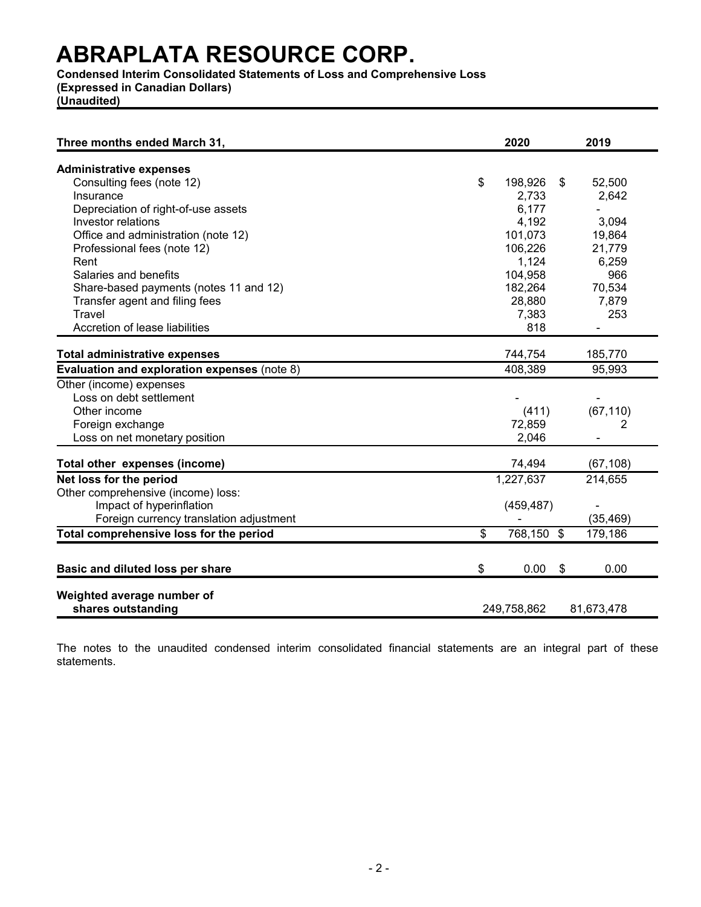# ABRAPLATA RESOURCE CORP.

**Condensed Interim Consolidated Statements of Loss and Comprehensive Loss**
**(Expressed in Canadian Dollars)**
**(Unaudited)**

| Three months ended March 31, | 2020 | 2019 |
|---|---|---|
| **Administrative expenses** | | |
| Consulting fees (note 12) | $ 198,926 | $ 52,500 |
| Insurance | 2,733 | 2,642 |
| Depreciation of right-of-use assets | 6,177 | - |
| Investor relations | 4,192 | 3,094 |
| Office and administration (note 12) | 101,073 | 19,864 |
| Professional fees (note 12) | 106,226 | 21,779 |
| Rent | 1,124 | 6,259 |
| Salaries and benefits | 104,958 | 966 |
| Share-based payments (notes 11 and 12) | 182,264 | 70,534 |
| Transfer agent and filing fees | 28,880 | 7,879 |
| Travel | 7,383 | 253 |
| Accretion of lease liabilities | 818 | - |
| **Total administrative expenses** | 744,754 | 185,770 |
| **Evaluation and exploration expenses** (note 8) | 408,389 | 95,993 |
| Other (income) expenses | | |
| Loss on debt settlement | - | - |
| Other income | (411) | (67,110) |
| Foreign exchange | 72,859 | 2 |
| Loss on net monetary position | 2,046 | - |
| **Total other expenses (income)** | 74,494 | (67,108) |
| **Net loss for the period** | 1,227,637 | 214,655 |
| Other comprehensive (income) loss: | | |
| Impact of hyperinflation | (459,487) | - |
| Foreign currency translation adjustment | - | (35,469) |
| **Total comprehensive loss for the period** | $ 768,150 | $ 179,186 |
| **Basic and diluted loss per share** | $ 0.00 | $ 0.00 |
| **Weighted average number of shares outstanding** | 249,758,862 | 81,673,478 |

The notes to the unaudited condensed interim consolidated financial statements are an integral part of these statements.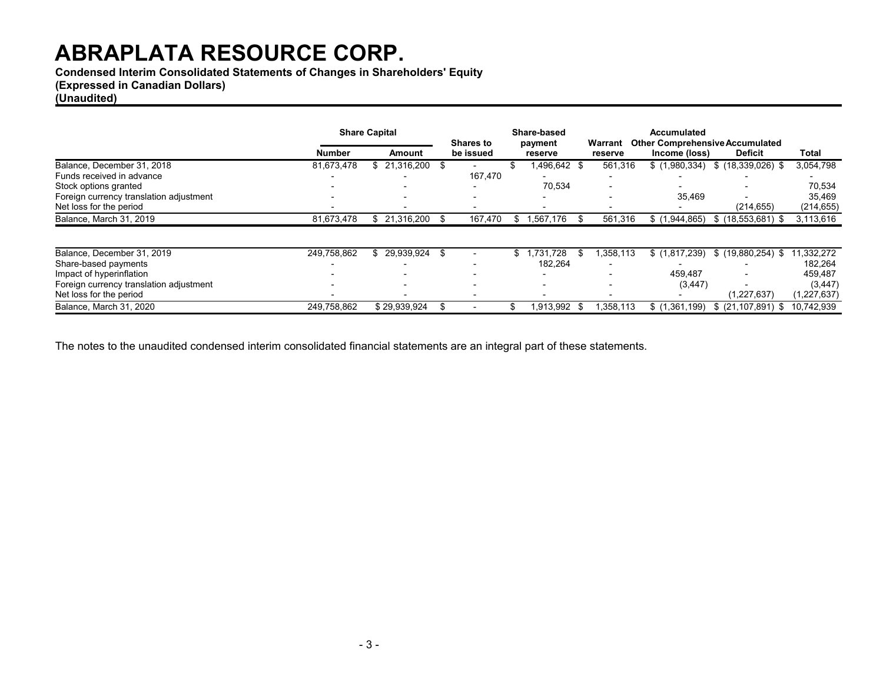# ABRAPLATA RESOURCE CORP.

**Condensed Interim Consolidated Statements of Changes in Shareholders' Equity**
**(Expressed in Canadian Dollars)**
**(Unaudited)**

| | Share Capital | | Shares to be issued | Share-based payment reserve | Warrant reserve | Accumulated Other Comprehensive Income (loss) | Accumulated Deficit | Total |
|---|---|---|---|---|---|---|---|---|
| | Number | Amount | | | | | | |
| Balance, December 31, 2018 | 81,673,478 | $ 21,316,200 | $ - | $ 1,496,642 | $ 561,316 | $ (1,980,334) | $ (18,339,026) | $ 3,054,798 |
| Funds received in advance | - | - | 167,470 | - | - | - | - | - |
| Stock options granted | - | - | - | 70,534 | - | - | - | 70,534 |
| Foreign currency translation adjustment | - | - | - | - | - | 35,469 | - | 35,469 |
| Net loss for the period | - | - | - | - | - | - | (214,655) | (214,655) |
| Balance, March 31, 2019 | 81,673,478 | $ 21,316,200 | $ 167,470 | $ 1,567,176 | $ 561,316 | $ (1,944,865) | $ (18,553,681) | $ 3,113,616 |
| | | | | | | | | |
| Balance, December 31, 2019 | 249,758,862 | $ 29,939,924 | $ - | $ 1,731,728 | $ 1,358,113 | $ (1,817,239) | $ (19,880,254) | $ 11,332,272 |
| Share-based payments | - | - | - | 182,264 | - | - | - | 182,264 |
| Impact of hyperinflation | - | - | - | - | - | 459,487 | - | 459,487 |
| Foreign currency translation adjustment | - | - | - | - | - | (3,447) | - | (3,447) |
| Net loss for the period | - | - | - | - | - | - | (1,227,637) | (1,227,637) |
| Balance, March 31, 2020 | 249,758,862 | $ 29,939,924 | $ - | $ 1,913,992 | $ 1,358,113 | $ (1,361,199) | $ (21,107,891) | $ 10,742,939 |

The notes to the unaudited condensed interim consolidated financial statements are an integral part of these statements.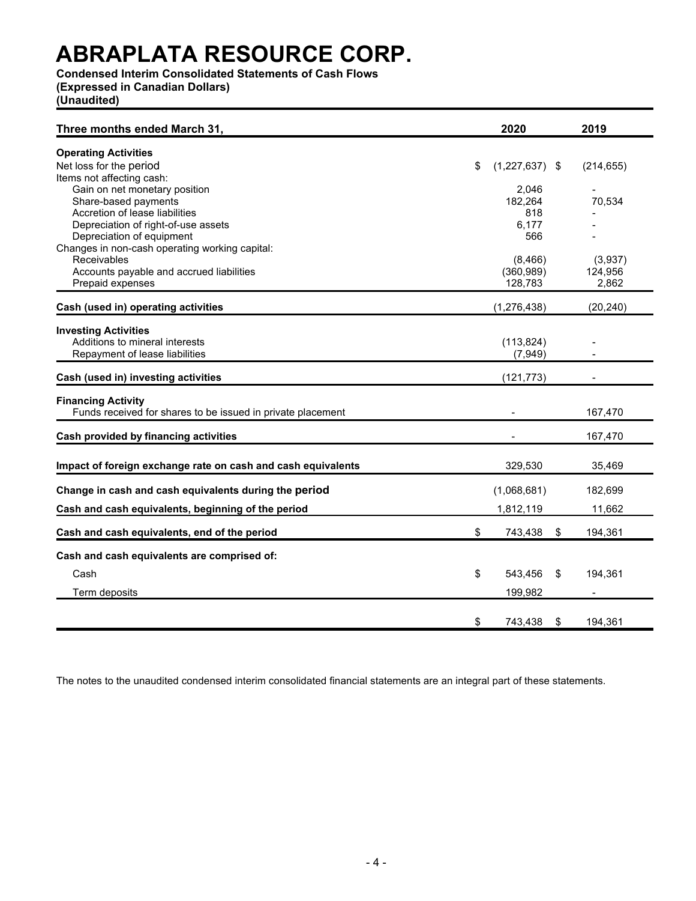# ABRAPLATA RESOURCE CORP.

**Condensed Interim Consolidated Statements of Cash Flows**
**(Expressed in Canadian Dollars)**
**(Unaudited)**

| Three months ended March 31, | 2020 | 2019 |
|---|---|---|
| **Operating Activities** | | |
| Net loss for the period | $ (1,227,637) | $ (214,655) |
| Items not affecting cash: | | |
| Gain on net monetary position | 2,046 | - |
| Share-based payments | 182,264 | 70,534 |
| Accretion of lease liabilities | 818 | - |
| Depreciation of right-of-use assets | 6,177 | - |
| Depreciation of equipment | 566 | - |
| Changes in non-cash operating working capital: | | |
| Receivables | (8,466) | (3,937) |
| Accounts payable and accrued liabilities | (360,989) | 124,956 |
| Prepaid expenses | 128,783 | 2,862 |
| **Cash (used in) operating activities** | (1,276,438) | (20,240) |
| **Investing Activities** | | |
| Additions to mineral interests | (113,824) | - |
| Repayment of lease liabilities | (7,949) | - |
| **Cash (used in) investing activities** | (121,773) | - |
| **Financing Activity** | | |
| Funds received for shares to be issued in private placement | - | 167,470 |
| **Cash provided by financing activities** | - | 167,470 |
| **Impact of foreign exchange rate on cash and cash equivalents** | 329,530 | 35,469 |
| **Change in cash and cash equivalents during the period** | (1,068,681) | 182,699 |
| **Cash and cash equivalents, beginning of the period** | 1,812,119 | 11,662 |
| **Cash and cash equivalents, end of the period** | $ 743,438 | $ 194,361 |
| **Cash and cash equivalents are comprised of:** | | |
| Cash | $ 543,456 | $ 194,361 |
| Term deposits | 199,982 | - |
| | $ 743,438 | $ 194,361 |

The notes to the unaudited condensed interim consolidated financial statements are an integral part of these statements.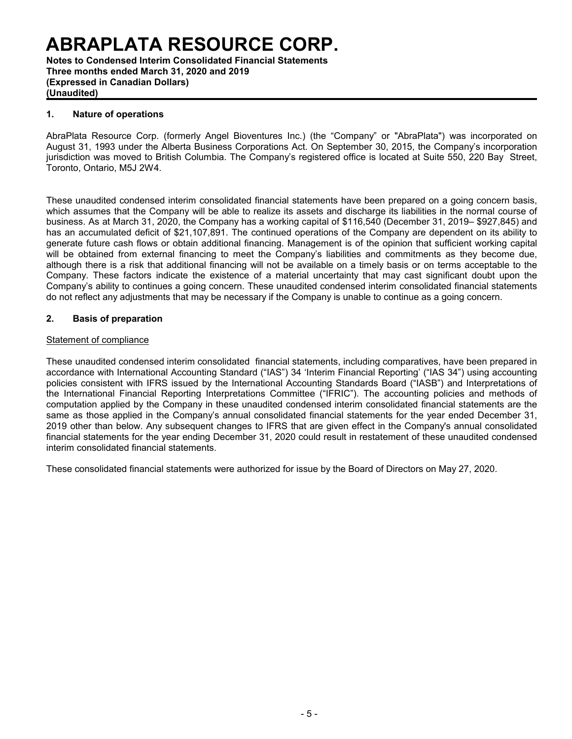## 1. Nature of operations

AbraPlata Resource Corp. (formerly Angel Bioventures Inc.) (the "Company" or "AbraPlata") was incorporated on August 31, 1993 under the Alberta Business Corporations Act. On September 30, 2015, the Company's incorporation jurisdiction was moved to British Columbia. The Company's registered office is located at Suite 550, 220 Bay Street, Toronto, Ontario, M5J 2W4.

These unaudited condensed interim consolidated financial statements have been prepared on a going concern basis, which assumes that the Company will be able to realize its assets and discharge its liabilities in the normal course of business. As at March 31, 2020, the Company has a working capital of $116,540 (December 31, 2019– $927,845) and has an accumulated deficit of $21,107,891. The continued operations of the Company are dependent on its ability to generate future cash flows or obtain additional financing. Management is of the opinion that sufficient working capital will be obtained from external financing to meet the Company's liabilities and commitments as they become due, although there is a risk that additional financing will not be available on a timely basis or on terms acceptable to the Company. These factors indicate the existence of a material uncertainty that may cast significant doubt upon the Company's ability to continues a going concern. These unaudited condensed interim consolidated financial statements do not reflect any adjustments that may be necessary if the Company is unable to continue as a going concern.

## 2. Basis of preparation

Statement of compliance

These unaudited condensed interim consolidated financial statements, including comparatives, have been prepared in accordance with International Accounting Standard ("IAS") 34 'Interim Financial Reporting' ("IAS 34") using accounting policies consistent with IFRS issued by the International Accounting Standards Board ("IASB") and Interpretations of the International Financial Reporting Interpretations Committee ("IFRIC"). The accounting policies and methods of computation applied by the Company in these unaudited condensed interim consolidated financial statements are the same as those applied in the Company's annual consolidated financial statements for the year ended December 31, 2019 other than below. Any subsequent changes to IFRS that are given effect in the Company's annual consolidated financial statements for the year ending December 31, 2020 could result in restatement of these unaudited condensed interim consolidated financial statements.

These consolidated financial statements were authorized for issue by the Board of Directors on May 27, 2020.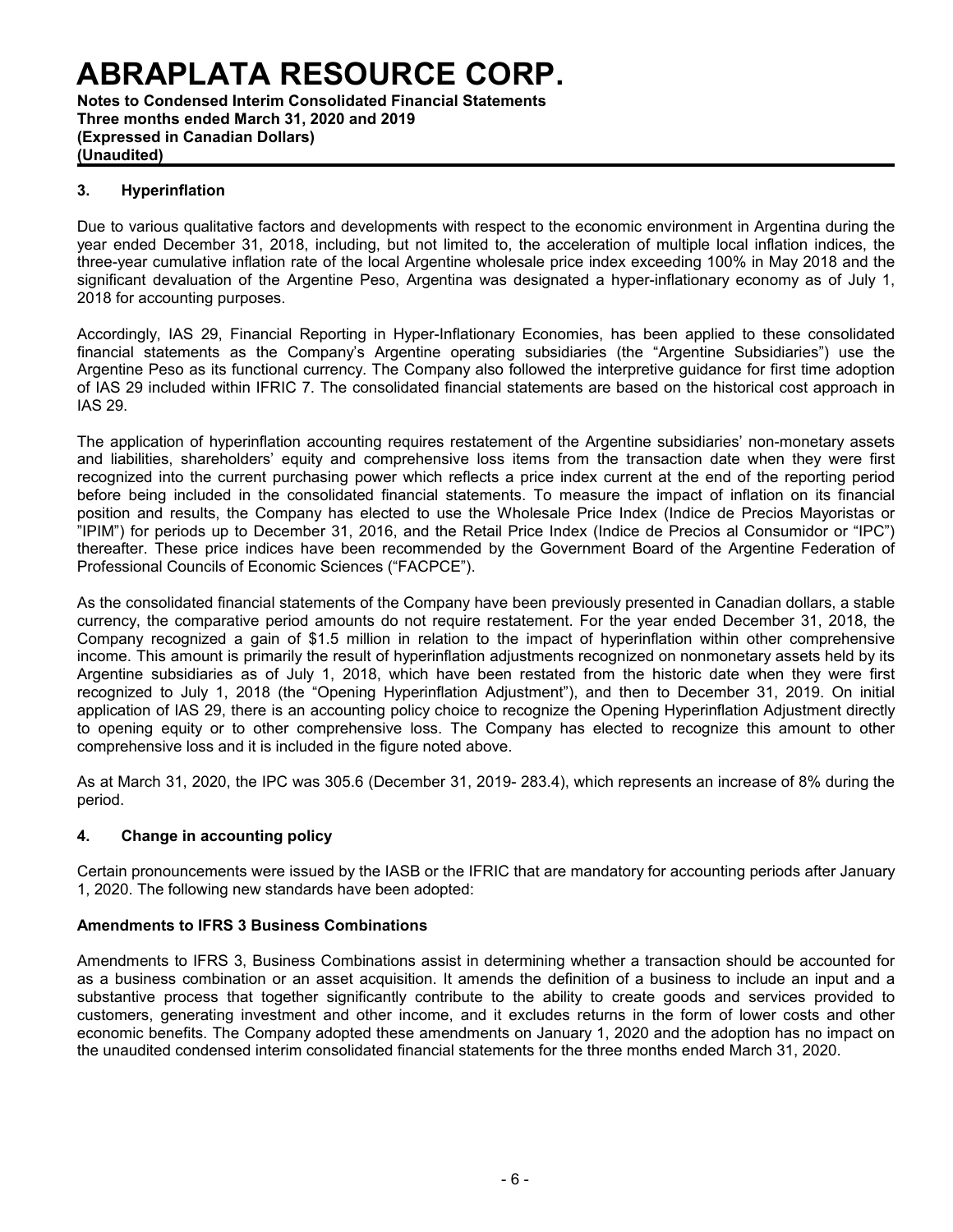### 3. Hyperinflation

Due to various qualitative factors and developments with respect to the economic environment in Argentina during the year ended December 31, 2018, including, but not limited to, the acceleration of multiple local inflation indices, the three-year cumulative inflation rate of the local Argentine wholesale price index exceeding 100% in May 2018 and the significant devaluation of the Argentine Peso, Argentina was designated a hyper-inflationary economy as of July 1, 2018 for accounting purposes.

Accordingly, IAS 29, Financial Reporting in Hyper-Inflationary Economies, has been applied to these consolidated financial statements as the Company's Argentine operating subsidiaries (the "Argentine Subsidiaries") use the Argentine Peso as its functional currency. The Company also followed the interpretive guidance for first time adoption of IAS 29 included within IFRIC 7. The consolidated financial statements are based on the historical cost approach in IAS 29.

The application of hyperinflation accounting requires restatement of the Argentine subsidiaries' non-monetary assets and liabilities, shareholders' equity and comprehensive loss items from the transaction date when they were first recognized into the current purchasing power which reflects a price index current at the end of the reporting period before being included in the consolidated financial statements. To measure the impact of inflation on its financial position and results, the Company has elected to use the Wholesale Price Index (Indice de Precios Mayoristas or "IPIM") for periods up to December 31, 2016, and the Retail Price Index (Indice de Precios al Consumidor or "IPC") thereafter. These price indices have been recommended by the Government Board of the Argentine Federation of Professional Councils of Economic Sciences ("FACPCE").

As the consolidated financial statements of the Company have been previously presented in Canadian dollars, a stable currency, the comparative period amounts do not require restatement. For the year ended December 31, 2018, the Company recognized a gain of $1.5 million in relation to the impact of hyperinflation within other comprehensive income. This amount is primarily the result of hyperinflation adjustments recognized on nonmonetary assets held by its Argentine subsidiaries as of July 1, 2018, which have been restated from the historic date when they were first recognized to July 1, 2018 (the "Opening Hyperinflation Adjustment"), and then to December 31, 2019. On initial application of IAS 29, there is an accounting policy choice to recognize the Opening Hyperinflation Adjustment directly to opening equity or to other comprehensive loss. The Company has elected to recognize this amount to other comprehensive loss and it is included in the figure noted above.

As at March 31, 2020, the IPC was 305.6 (December 31, 2019- 283.4), which represents an increase of 8% during the period.

### 4. Change in accounting policy

Certain pronouncements were issued by the IASB or the IFRIC that are mandatory for accounting periods after January 1, 2020. The following new standards have been adopted:

**Amendments to IFRS 3 Business Combinations**

Amendments to IFRS 3, Business Combinations assist in determining whether a transaction should be accounted for as a business combination or an asset acquisition. It amends the definition of a business to include an input and a substantive process that together significantly contribute to the ability to create goods and services provided to customers, generating investment and other income, and it excludes returns in the form of lower costs and other economic benefits. The Company adopted these amendments on January 1, 2020 and the adoption has no impact on the unaudited condensed interim consolidated financial statements for the three months ended March 31, 2020.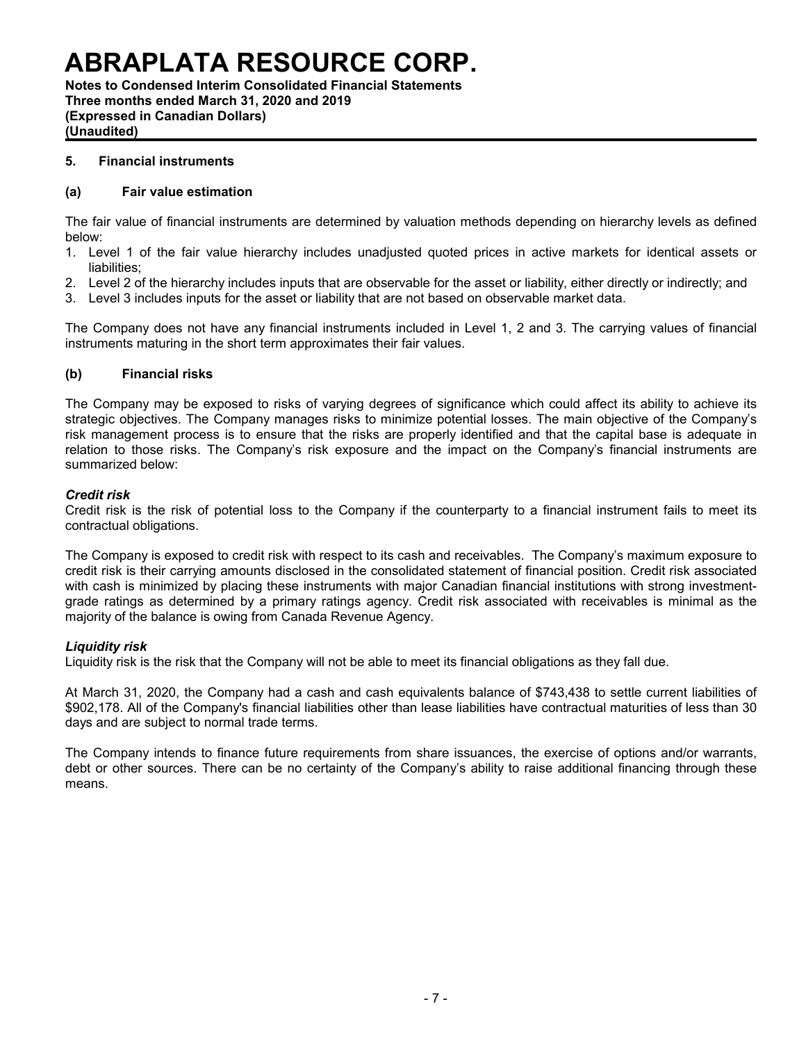## 5. Financial instruments

### (a) Fair value estimation

The fair value of financial instruments are determined by valuation methods depending on hierarchy levels as defined below:

1. Level 1 of the fair value hierarchy includes unadjusted quoted prices in active markets for identical assets or liabilities;
2. Level 2 of the hierarchy includes inputs that are observable for the asset or liability, either directly or indirectly; and
3. Level 3 includes inputs for the asset or liability that are not based on observable market data.

The Company does not have any financial instruments included in Level 1, 2 and 3. The carrying values of financial instruments maturing in the short term approximates their fair values.

### (b) Financial risks

The Company may be exposed to risks of varying degrees of significance which could affect its ability to achieve its strategic objectives. The Company manages risks to minimize potential losses. The main objective of the Company's risk management process is to ensure that the risks are properly identified and that the capital base is adequate in relation to those risks. The Company's risk exposure and the impact on the Company's financial instruments are summarized below:

***Credit risk***

Credit risk is the risk of potential loss to the Company if the counterparty to a financial instrument fails to meet its contractual obligations.

The Company is exposed to credit risk with respect to its cash and receivables. The Company's maximum exposure to credit risk is their carrying amounts disclosed in the consolidated statement of financial position. Credit risk associated with cash is minimized by placing these instruments with major Canadian financial institutions with strong investment-grade ratings as determined by a primary ratings agency. Credit risk associated with receivables is minimal as the majority of the balance is owing from Canada Revenue Agency.

***Liquidity risk***

Liquidity risk is the risk that the Company will not be able to meet its financial obligations as they fall due.

At March 31, 2020, the Company had a cash and cash equivalents balance of $743,438 to settle current liabilities of $902,178. All of the Company's financial liabilities other than lease liabilities have contractual maturities of less than 30 days and are subject to normal trade terms.

The Company intends to finance future requirements from share issuances, the exercise of options and/or warrants, debt or other sources. There can be no certainty of the Company's ability to raise additional financing through these means.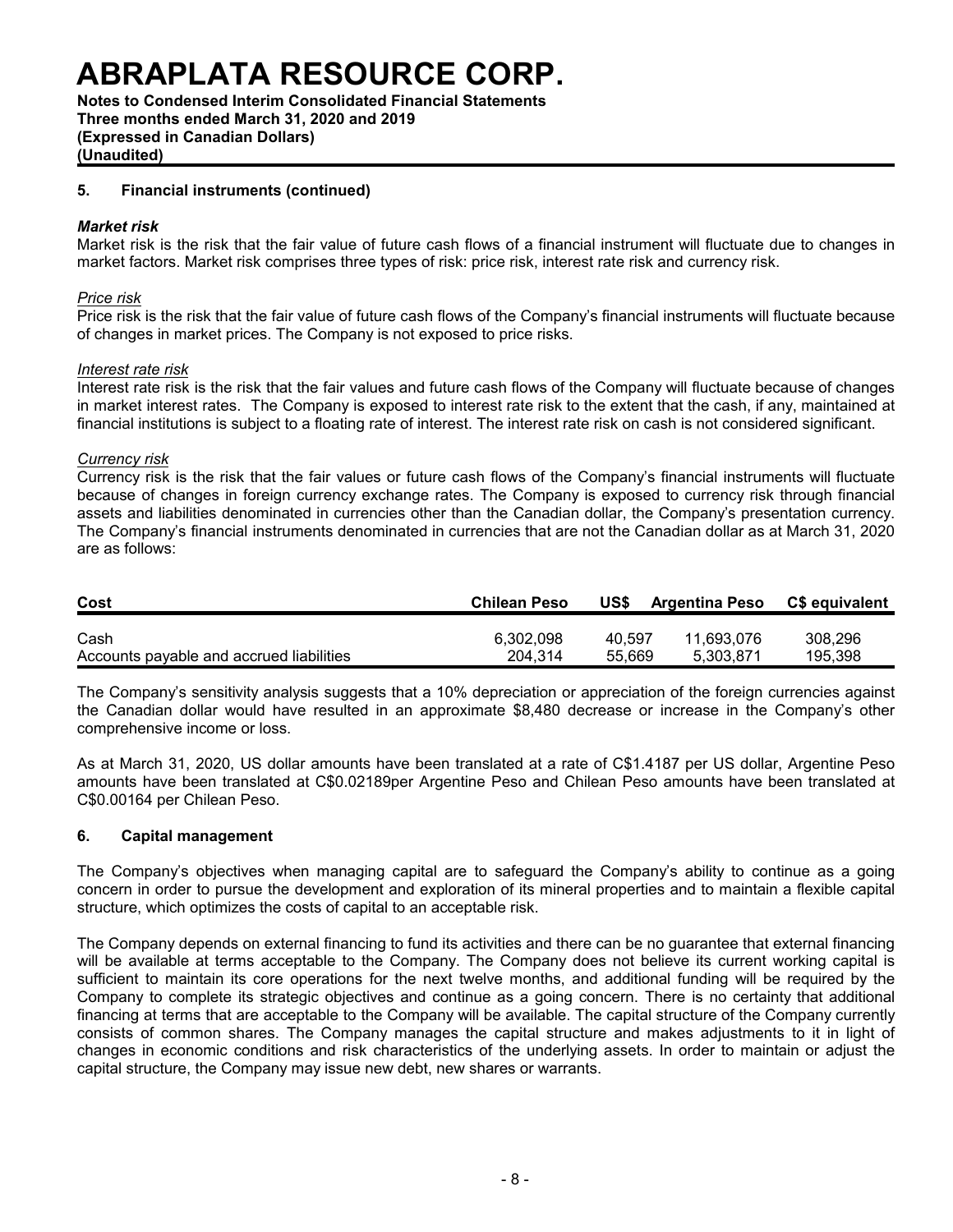## 5. Financial instruments (continued)

### *Market risk*

Market risk is the risk that the fair value of future cash flows of a financial instrument will fluctuate due to changes in market factors. Market risk comprises three types of risk: price risk, interest rate risk and currency risk.

#### *Price risk*

Price risk is the risk that the fair value of future cash flows of the Company's financial instruments will fluctuate because of changes in market prices. The Company is not exposed to price risks.

#### *Interest rate risk*

Interest rate risk is the risk that the fair values and future cash flows of the Company will fluctuate because of changes in market interest rates. The Company is exposed to interest rate risk to the extent that the cash, if any, maintained at financial institutions is subject to a floating rate of interest. The interest rate risk on cash is not considered significant.

#### *Currency risk*

Currency risk is the risk that the fair values or future cash flows of the Company's financial instruments will fluctuate because of changes in foreign currency exchange rates. The Company is exposed to currency risk through financial assets and liabilities denominated in currencies other than the Canadian dollar, the Company's presentation currency. The Company's financial instruments denominated in currencies that are not the Canadian dollar as at March 31, 2020 are as follows:

| Cost | Chilean Peso | US$ | Argentina Peso | C$ equivalent |
|---|---|---|---|---|
| Cash | 6,302,098 | 40,597 | 11,693,076 | 308,296 |
| Accounts payable and accrued liabilities | 204,314 | 55,669 | 5,303,871 | 195,398 |

The Company's sensitivity analysis suggests that a 10% depreciation or appreciation of the foreign currencies against the Canadian dollar would have resulted in an approximate $8,480 decrease or increase in the Company's other comprehensive income or loss.

As at March 31, 2020, US dollar amounts have been translated at a rate of C$1.4187 per US dollar, Argentine Peso amounts have been translated at C$0.02189per Argentine Peso and Chilean Peso amounts have been translated at C$0.00164 per Chilean Peso.

## 6. Capital management

The Company's objectives when managing capital are to safeguard the Company's ability to continue as a going concern in order to pursue the development and exploration of its mineral properties and to maintain a flexible capital structure, which optimizes the costs of capital to an acceptable risk.

The Company depends on external financing to fund its activities and there can be no guarantee that external financing will be available at terms acceptable to the Company. The Company does not believe its current working capital is sufficient to maintain its core operations for the next twelve months, and additional funding will be required by the Company to complete its strategic objectives and continue as a going concern. There is no certainty that additional financing at terms that are acceptable to the Company will be available. The capital structure of the Company currently consists of common shares. The Company manages the capital structure and makes adjustments to it in light of changes in economic conditions and risk characteristics of the underlying assets. In order to maintain or adjust the capital structure, the Company may issue new debt, new shares or warrants.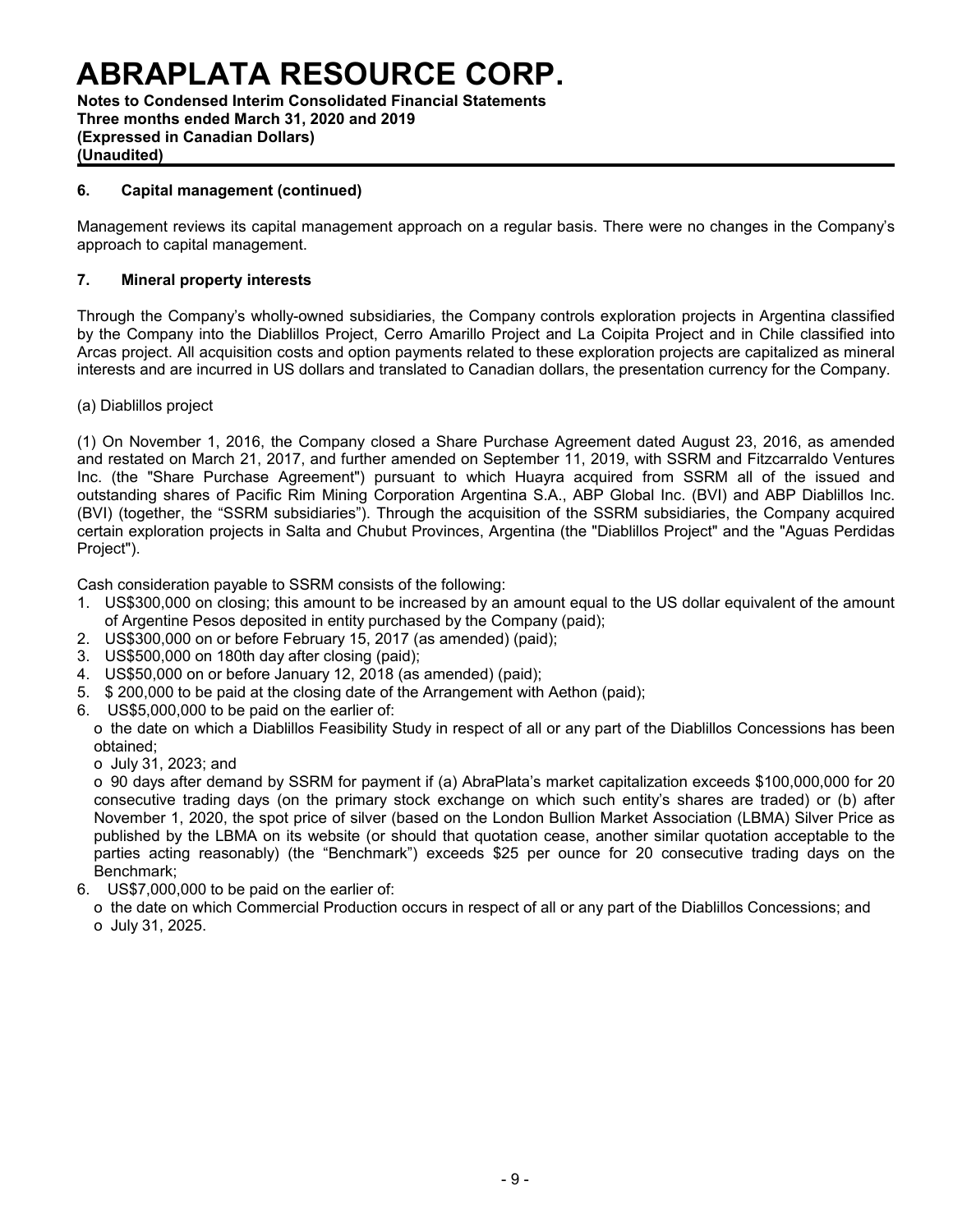### 6. Capital management (continued)

Management reviews its capital management approach on a regular basis. There were no changes in the Company's approach to capital management.

### 7. Mineral property interests

Through the Company's wholly-owned subsidiaries, the Company controls exploration projects in Argentina classified by the Company into the Diablillos Project, Cerro Amarillo Project and La Coipita Project and in Chile classified into Arcas project. All acquisition costs and option payments related to these exploration projects are capitalized as mineral interests and are incurred in US dollars and translated to Canadian dollars, the presentation currency for the Company.

(a) Diablillos project

(1) On November 1, 2016, the Company closed a Share Purchase Agreement dated August 23, 2016, as amended and restated on March 21, 2017, and further amended on September 11, 2019, with SSRM and Fitzcarraldo Ventures Inc. (the "Share Purchase Agreement") pursuant to which Huayra acquired from SSRM all of the issued and outstanding shares of Pacific Rim Mining Corporation Argentina S.A., ABP Global Inc. (BVI) and ABP Diablillos Inc. (BVI) (together, the "SSRM subsidiaries"). Through the acquisition of the SSRM subsidiaries, the Company acquired certain exploration projects in Salta and Chubut Provinces, Argentina (the "Diablillos Project" and the "Aguas Perdidas Project").

Cash consideration payable to SSRM consists of the following:

1. US$300,000 on closing; this amount to be increased by an amount equal to the US dollar equivalent of the amount of Argentine Pesos deposited in entity purchased by the Company (paid);
2. US$300,000 on or before February 15, 2017 (as amended) (paid);
3. US$500,000 on 180th day after closing (paid);
4. US$50,000 on or before January 12, 2018 (as amended) (paid);
5. $ 200,000 to be paid at the closing date of the Arrangement with Aethon (paid);
6. US$5,000,000 to be paid on the earlier of:
   - o the date on which a Diablillos Feasibility Study in respect of all or any part of the Diablillos Concessions has been obtained;
   - o July 31, 2023; and
   - o 90 days after demand by SSRM for payment if (a) AbraPlata's market capitalization exceeds $100,000,000 for 20 consecutive trading days (on the primary stock exchange on which such entity's shares are traded) or (b) after November 1, 2020, the spot price of silver (based on the London Bullion Market Association (LBMA) Silver Price as published by the LBMA on its website (or should that quotation cease, another similar quotation acceptable to the parties acting reasonably) (the "Benchmark") exceeds $25 per ounce for 20 consecutive trading days on the Benchmark;
6. US$7,000,000 to be paid on the earlier of:
   - o the date on which Commercial Production occurs in respect of all or any part of the Diablillos Concessions; and
   - o July 31, 2025.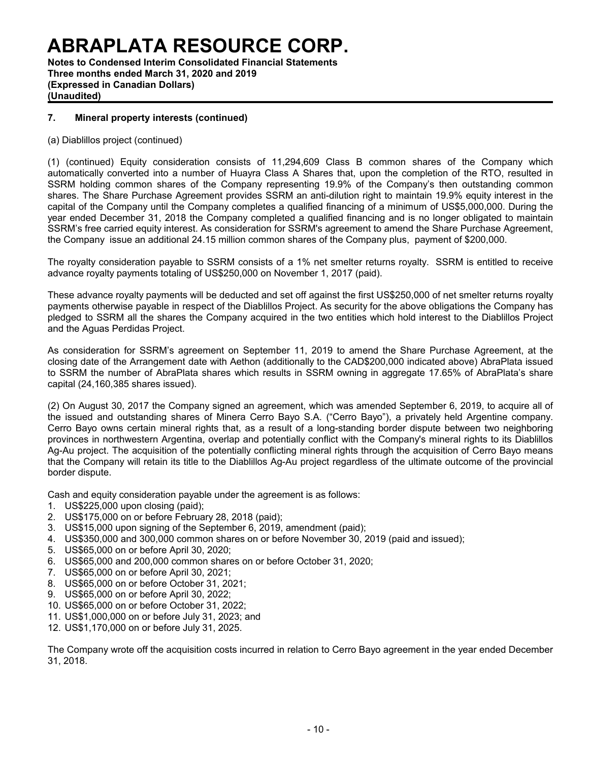### 7. Mineral property interests (continued)

(a) Diablillos project (continued)

(1) (continued) Equity consideration consists of 11,294,609 Class B common shares of the Company which automatically converted into a number of Huayra Class A Shares that, upon the completion of the RTO, resulted in SSRM holding common shares of the Company representing 19.9% of the Company's then outstanding common shares. The Share Purchase Agreement provides SSRM an anti-dilution right to maintain 19.9% equity interest in the capital of the Company until the Company completes a qualified financing of a minimum of US$5,000,000. During the year ended December 31, 2018 the Company completed a qualified financing and is no longer obligated to maintain SSRM's free carried equity interest. As consideration for SSRM's agreement to amend the Share Purchase Agreement, the Company issue an additional 24.15 million common shares of the Company plus, payment of $200,000.

The royalty consideration payable to SSRM consists of a 1% net smelter returns royalty. SSRM is entitled to receive advance royalty payments totaling of US$250,000 on November 1, 2017 (paid).

These advance royalty payments will be deducted and set off against the first US$250,000 of net smelter returns royalty payments otherwise payable in respect of the Diablillos Project. As security for the above obligations the Company has pledged to SSRM all the shares the Company acquired in the two entities which hold interest to the Diablillos Project and the Aguas Perdidas Project.

As consideration for SSRM's agreement on September 11, 2019 to amend the Share Purchase Agreement, at the closing date of the Arrangement date with Aethon (additionally to the CAD$200,000 indicated above) AbraPlata issued to SSRM the number of AbraPlata shares which results in SSRM owning in aggregate 17.65% of AbraPlata's share capital (24,160,385 shares issued).

(2) On August 30, 2017 the Company signed an agreement, which was amended September 6, 2019, to acquire all of the issued and outstanding shares of Minera Cerro Bayo S.A. ("Cerro Bayo"), a privately held Argentine company. Cerro Bayo owns certain mineral rights that, as a result of a long-standing border dispute between two neighboring provinces in northwestern Argentina, overlap and potentially conflict with the Company's mineral rights to its Diablillos Ag-Au project. The acquisition of the potentially conflicting mineral rights through the acquisition of Cerro Bayo means that the Company will retain its title to the Diablillos Ag-Au project regardless of the ultimate outcome of the provincial border dispute.

Cash and equity consideration payable under the agreement is as follows:

1. US$225,000 upon closing (paid);
2. US$175,000 on or before February 28, 2018 (paid);
3. US$15,000 upon signing of the September 6, 2019, amendment (paid);
4. US$350,000 and 300,000 common shares on or before November 30, 2019 (paid and issued);
5. US$65,000 on or before April 30, 2020;
6. US$65,000 and 200,000 common shares on or before October 31, 2020;
7. US$65,000 on or before April 30, 2021;
8. US$65,000 on or before October 31, 2021;
9. US$65,000 on or before April 30, 2022;
10. US$65,000 on or before October 31, 2022;
11. US$1,000,000 on or before July 31, 2023; and
12. US$1,170,000 on or before July 31, 2025.

The Company wrote off the acquisition costs incurred in relation to Cerro Bayo agreement in the year ended December 31, 2018.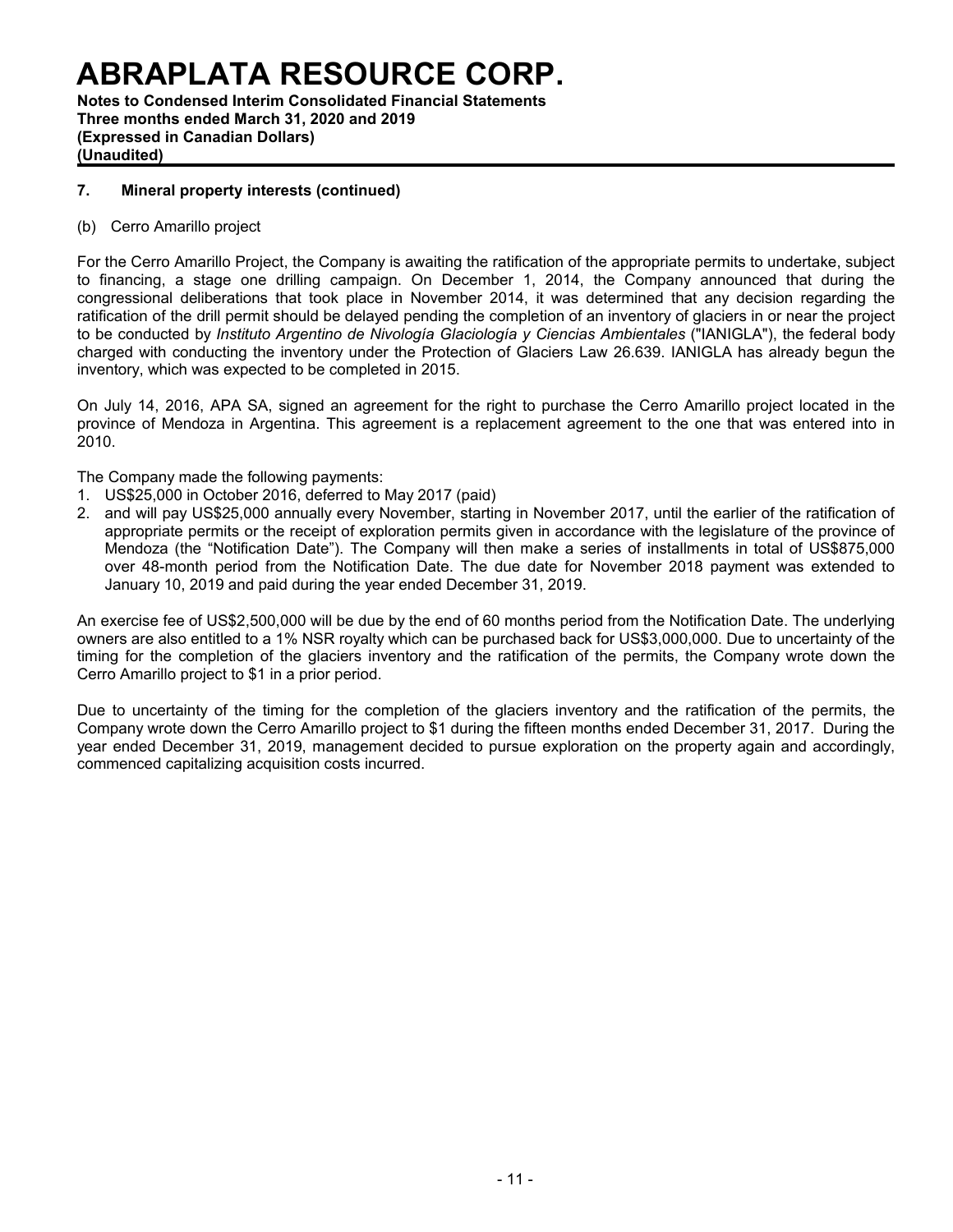## 7. Mineral property interests (continued)

(b) Cerro Amarillo project

For the Cerro Amarillo Project, the Company is awaiting the ratification of the appropriate permits to undertake, subject to financing, a stage one drilling campaign. On December 1, 2014, the Company announced that during the congressional deliberations that took place in November 2014, it was determined that any decision regarding the ratification of the drill permit should be delayed pending the completion of an inventory of glaciers in or near the project to be conducted by *Instituto Argentino de Nivología Glaciología y Ciencias Ambientales* ("IANIGLA"), the federal body charged with conducting the inventory under the Protection of Glaciers Law 26.639. IANIGLA has already begun the inventory, which was expected to be completed in 2015.

On July 14, 2016, APA SA, signed an agreement for the right to purchase the Cerro Amarillo project located in the province of Mendoza in Argentina. This agreement is a replacement agreement to the one that was entered into in 2010.

The Company made the following payments:

1. US$25,000 in October 2016, deferred to May 2017 (paid)
2. and will pay US$25,000 annually every November, starting in November 2017, until the earlier of the ratification of appropriate permits or the receipt of exploration permits given in accordance with the legislature of the province of Mendoza (the "Notification Date"). The Company will then make a series of installments in total of US$875,000 over 48-month period from the Notification Date. The due date for November 2018 payment was extended to January 10, 2019 and paid during the year ended December 31, 2019.

An exercise fee of US$2,500,000 will be due by the end of 60 months period from the Notification Date. The underlying owners are also entitled to a 1% NSR royalty which can be purchased back for US$3,000,000. Due to uncertainty of the timing for the completion of the glaciers inventory and the ratification of the permits, the Company wrote down the Cerro Amarillo project to $1 in a prior period.

Due to uncertainty of the timing for the completion of the glaciers inventory and the ratification of the permits, the Company wrote down the Cerro Amarillo project to $1 during the fifteen months ended December 31, 2017. During the year ended December 31, 2019, management decided to pursue exploration on the property again and accordingly, commenced capitalizing acquisition costs incurred.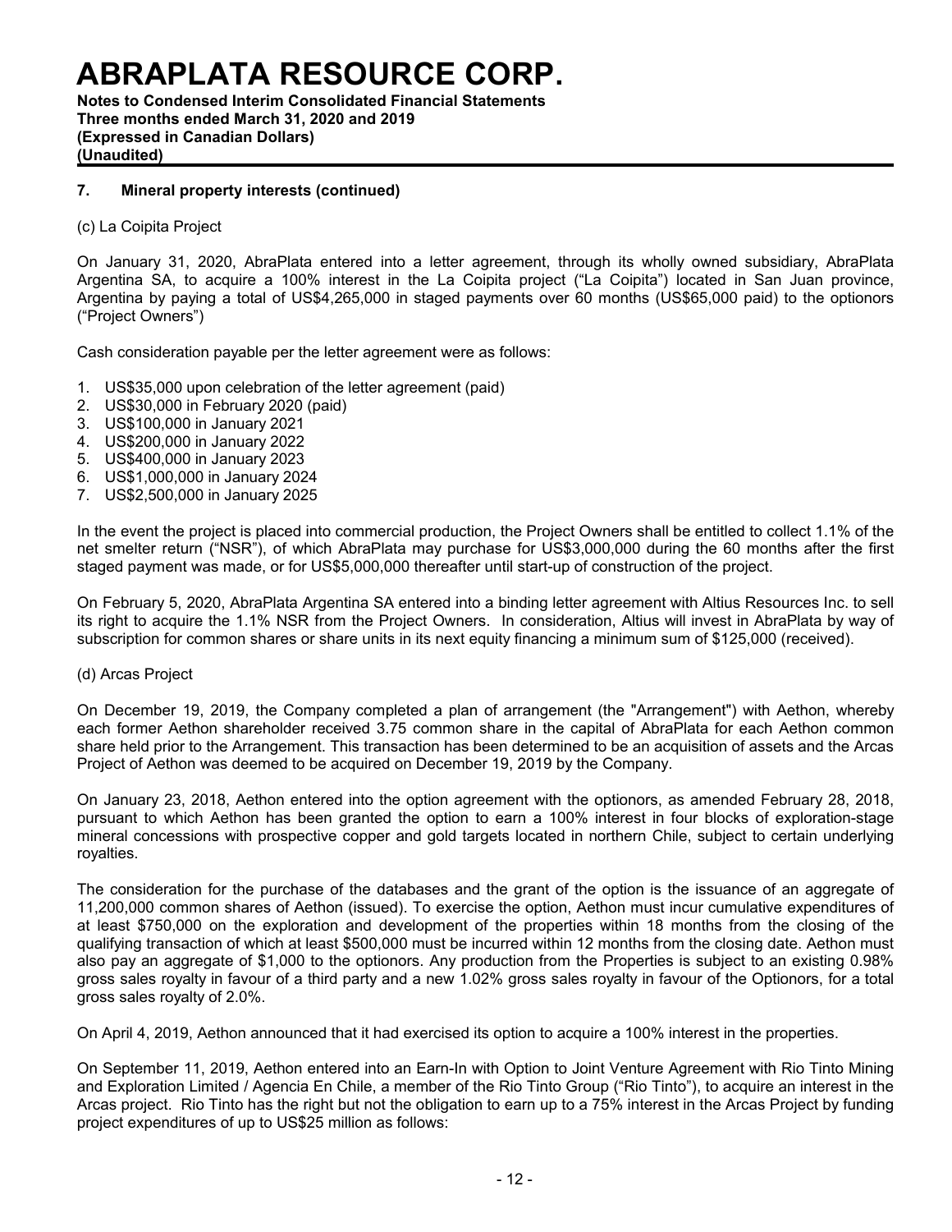### 7. Mineral property interests (continued)

(c) La Coipita Project

On January 31, 2020, AbraPlata entered into a letter agreement, through its wholly owned subsidiary, AbraPlata Argentina SA, to acquire a 100% interest in the La Coipita project ("La Coipita") located in San Juan province, Argentina by paying a total of US$4,265,000 in staged payments over 60 months (US$65,000 paid) to the optionors ("Project Owners")

Cash consideration payable per the letter agreement were as follows:

1. US$35,000 upon celebration of the letter agreement (paid)
2. US$30,000 in February 2020 (paid)
3. US$100,000 in January 2021
4. US$200,000 in January 2022
5. US$400,000 in January 2023
6. US$1,000,000 in January 2024
7. US$2,500,000 in January 2025

In the event the project is placed into commercial production, the Project Owners shall be entitled to collect 1.1% of the net smelter return ("NSR"), of which AbraPlata may purchase for US$3,000,000 during the 60 months after the first staged payment was made, or for US$5,000,000 thereafter until start-up of construction of the project.

On February 5, 2020, AbraPlata Argentina SA entered into a binding letter agreement with Altius Resources Inc. to sell its right to acquire the 1.1% NSR from the Project Owners. In consideration, Altius will invest in AbraPlata by way of subscription for common shares or share units in its next equity financing a minimum sum of $125,000 (received).

(d) Arcas Project

On December 19, 2019, the Company completed a plan of arrangement (the "Arrangement") with Aethon, whereby each former Aethon shareholder received 3.75 common share in the capital of AbraPlata for each Aethon common share held prior to the Arrangement. This transaction has been determined to be an acquisition of assets and the Arcas Project of Aethon was deemed to be acquired on December 19, 2019 by the Company.

On January 23, 2018, Aethon entered into the option agreement with the optionors, as amended February 28, 2018, pursuant to which Aethon has been granted the option to earn a 100% interest in four blocks of exploration-stage mineral concessions with prospective copper and gold targets located in northern Chile, subject to certain underlying royalties.

The consideration for the purchase of the databases and the grant of the option is the issuance of an aggregate of 11,200,000 common shares of Aethon (issued). To exercise the option, Aethon must incur cumulative expenditures of at least $750,000 on the exploration and development of the properties within 18 months from the closing of the qualifying transaction of which at least $500,000 must be incurred within 12 months from the closing date. Aethon must also pay an aggregate of $1,000 to the optionors. Any production from the Properties is subject to an existing 0.98% gross sales royalty in favour of a third party and a new 1.02% gross sales royalty in favour of the Optionors, for a total gross sales royalty of 2.0%.

On April 4, 2019, Aethon announced that it had exercised its option to acquire a 100% interest in the properties.

On September 11, 2019, Aethon entered into an Earn-In with Option to Joint Venture Agreement with Rio Tinto Mining and Exploration Limited / Agencia En Chile, a member of the Rio Tinto Group ("Rio Tinto"), to acquire an interest in the Arcas project. Rio Tinto has the right but not the obligation to earn up to a 75% interest in the Arcas Project by funding project expenditures of up to US$25 million as follows: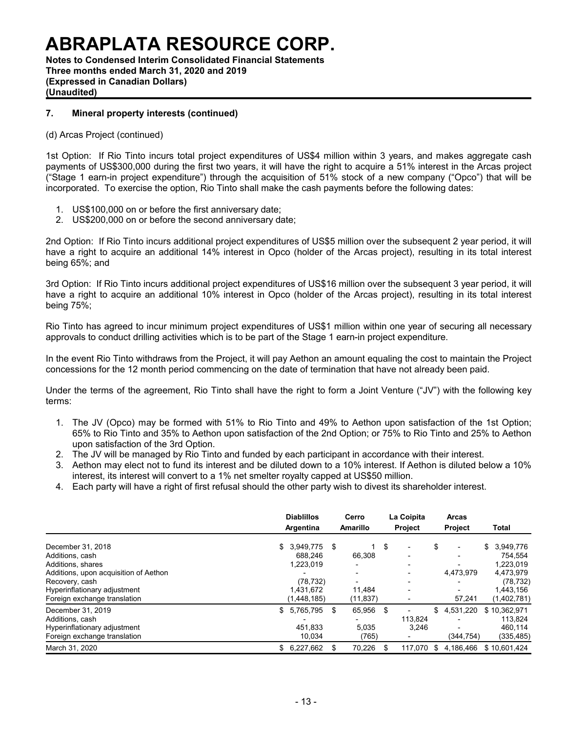# ABRAPLATA RESOURCE CORP.

**Notes to Condensed Interim Consolidated Financial Statements**
**Three months ended March 31, 2020 and 2019**
**(Expressed in Canadian Dollars)**
**(Unaudited)**

## 7. Mineral property interests (continued)

(d) Arcas Project (continued)

1st Option: If Rio Tinto incurs total project expenditures of US$4 million within 3 years, and makes aggregate cash payments of US$300,000 during the first two years, it will have the right to acquire a 51% interest in the Arcas project ("Stage 1 earn-in project expenditure") through the acquisition of 51% stock of a new company ("Opco") that will be incorporated. To exercise the option, Rio Tinto shall make the cash payments before the following dates:

1. US$100,000 on or before the first anniversary date;
2. US$200,000 on or before the second anniversary date;

2nd Option: If Rio Tinto incurs additional project expenditures of US$5 million over the subsequent 2 year period, it will have a right to acquire an additional 14% interest in Opco (holder of the Arcas project), resulting in its total interest being 65%; and

3rd Option: If Rio Tinto incurs additional project expenditures of US$16 million over the subsequent 3 year period, it will have a right to acquire an additional 10% interest in Opco (holder of the Arcas project), resulting in its total interest being 75%;

Rio Tinto has agreed to incur minimum project expenditures of US$1 million within one year of securing all necessary approvals to conduct drilling activities which is to be part of the Stage 1 earn-in project expenditure.

In the event Rio Tinto withdraws from the Project, it will pay Aethon an amount equaling the cost to maintain the Project concessions for the 12 month period commencing on the date of termination that have not already been paid.

Under the terms of the agreement, Rio Tinto shall have the right to form a Joint Venture ("JV") with the following key terms:

1. The JV (Opco) may be formed with 51% to Rio Tinto and 49% to Aethon upon satisfaction of the 1st Option; 65% to Rio Tinto and 35% to Aethon upon satisfaction of the 2nd Option; or 75% to Rio Tinto and 25% to Aethon upon satisfaction of the 3rd Option.
2. The JV will be managed by Rio Tinto and funded by each participant in accordance with their interest.
3. Aethon may elect not to fund its interest and be diluted down to a 10% interest. If Aethon is diluted below a 10% interest, its interest will convert to a 1% net smelter royalty capped at US$50 million.
4. Each party will have a right of first refusal should the other party wish to divest its shareholder interest.

| | Diablillos Argentina | Cerro Amarillo | La Coipita Project | Arcas Project | Total |
|---|---|---|---|---|---|
| December 31, 2018 | $ 3,949,775 | $ 1 | $ - | $ - | $ 3,949,776 |
| Additions, cash | 688,246 | 66,308 | - | - | 754,554 |
| Additions, shares | 1,223,019 | - | - | - | 1,223,019 |
| Additions, upon acquisition of Aethon | - | - | - | 4,473,979 | 4,473,979 |
| Recovery, cash | (78,732) | - | - | - | (78,732) |
| Hyperinflationary adjustment | 1,431,672 | 11,484 | - | - | 1,443,156 |
| Foreign exchange translation | (1,448,185) | (11,837) | - | 57,241 | (1,402,781) |
| December 31, 2019 | $ 5,765,795 | $ 65,956 | $ - | $ 4,531,220 | $ 10,362,971 |
| Additions, cash | - | - | 113,824 | - | 113,824 |
| Hyperinflationary adjustment | 451,833 | 5,035 | 3,246 | - | 460,114 |
| Foreign exchange translation | 10,034 | (765) | - | (344,754) | (335,485) |
| March 31, 2020 | $ 6,227,662 | $ 70,226 | $ 117,070 | $ 4,186,466 | $ 10,601,424 |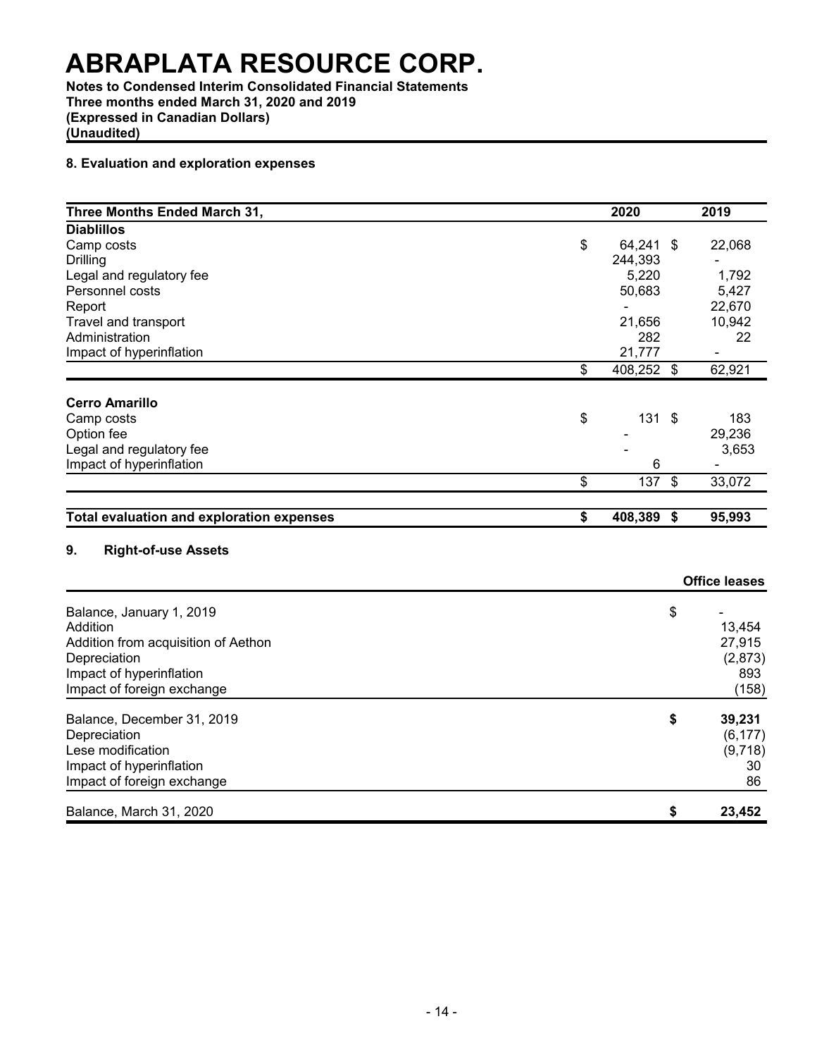# ABRAPLATA RESOURCE CORP.

**Notes to Condensed Interim Consolidated Financial Statements**
**Three months ended March 31, 2020 and 2019**
**(Expressed in Canadian Dollars)**
**(Unaudited)**

## 8. Evaluation and exploration expenses

| Three Months Ended March 31, | 2020 | 2019 |
|---|---|---|
| **Diablillos** | | |
| Camp costs | $ 64,241 | $ 22,068 |
| Drilling | 244,393 | - |
| Legal and regulatory fee | 5,220 | 1,792 |
| Personnel costs | 50,683 | 5,427 |
| Report | - | 22,670 |
| Travel and transport | 21,656 | 10,942 |
| Administration | 282 | 22 |
| Impact of hyperinflation | 21,777 | - |
| | $ 408,252 | $ 62,921 |
| **Cerro Amarillo** | | |
| Camp costs | $ 131 | $ 183 |
| Option fee | - | 29,236 |
| Legal and regulatory fee | - | 3,653 |
| Impact of hyperinflation | 6 | - |
| | $ 137 | $ 33,072 |
| **Total evaluation and exploration expenses** | **$ 408,389** | **$ 95,993** |

## 9. Right-of-use Assets

| | Office leases |
|---|---|
| Balance, January 1, 2019 | $ - |
| Addition | 13,454 |
| Addition from acquisition of Aethon | 27,915 |
| Depreciation | (2,873) |
| Impact of hyperinflation | 893 |
| Impact of foreign exchange | (158) |
| Balance, December 31, 2019 | **$ 39,231** |
| Depreciation | (6,177) |
| Lese modification | (9,718) |
| Impact of hyperinflation | 30 |
| Impact of foreign exchange | 86 |
| Balance, March 31, 2020 | **$ 23,452** |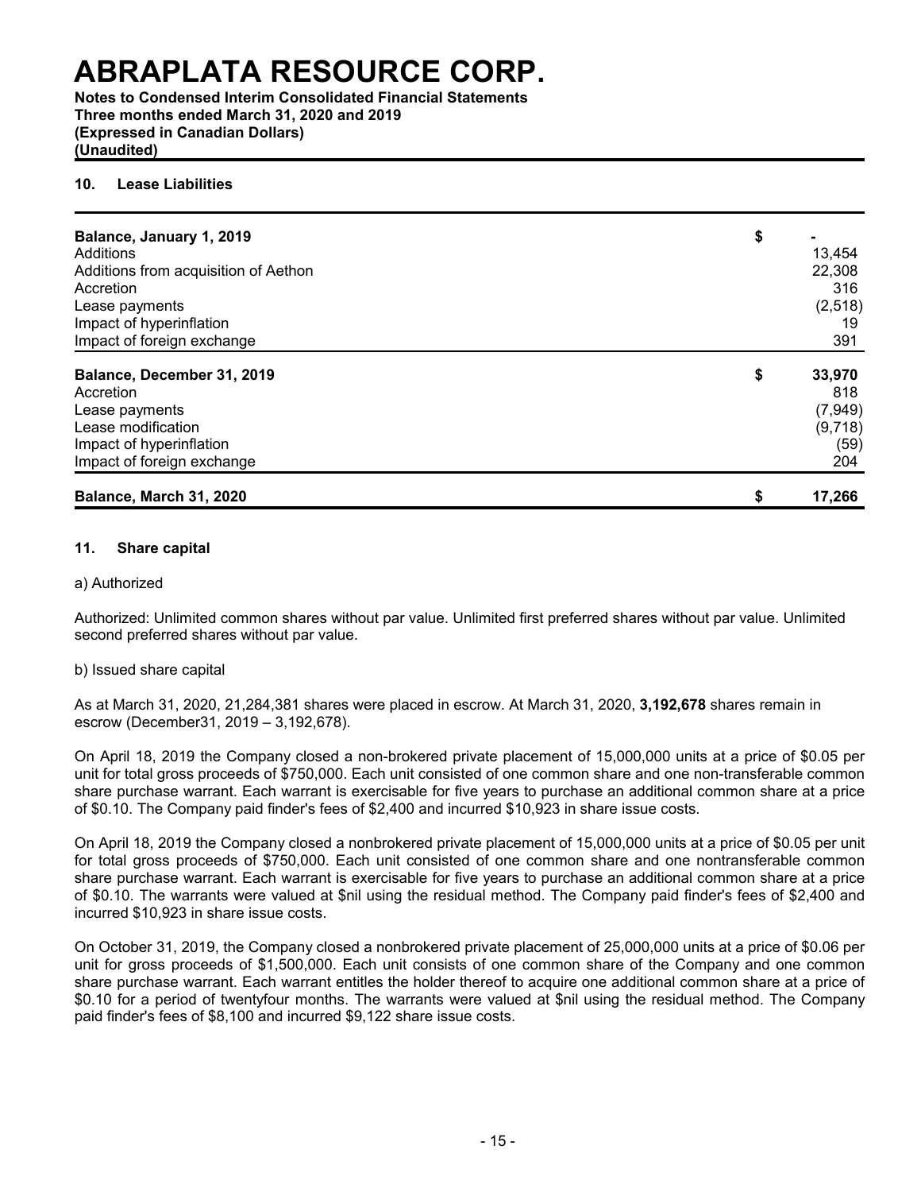# ABRAPLATA RESOURCE CORP.

**Notes to Condensed Interim Consolidated Financial Statements**
**Three months ended March 31, 2020 and 2019**
**(Expressed in Canadian Dollars)**
**(Unaudited)**

## 10. Lease Liabilities

| | |
|---|---|
| **Balance, January 1, 2019** | $ - |
| Additions | 13,454 |
| Additions from acquisition of Aethon | 22,308 |
| Accretion | 316 |
| Lease payments | (2,518) |
| Impact of hyperinflation | 19 |
| Impact of foreign exchange | 391 |
| **Balance, December 31, 2019** | **$ 33,970** |
| Accretion | 818 |
| Lease payments | (7,949) |
| Lease modification | (9,718) |
| Impact of hyperinflation | (59) |
| Impact of foreign exchange | 204 |
| **Balance, March 31, 2020** | **$ 17,266** |

## 11. Share capital

a) Authorized

Authorized: Unlimited common shares without par value. Unlimited first preferred shares without par value. Unlimited second preferred shares without par value.

b) Issued share capital

As at March 31, 2020, 21,284,381 shares were placed in escrow. At March 31, 2020, **3,192,678** shares remain in escrow (December31, 2019 – 3,192,678).

On April 18, 2019 the Company closed a non-brokered private placement of 15,000,000 units at a price of $0.05 per unit for total gross proceeds of $750,000. Each unit consisted of one common share and one non-transferable common share purchase warrant. Each warrant is exercisable for five years to purchase an additional common share at a price of $0.10. The Company paid finder's fees of $2,400 and incurred $10,923 in share issue costs.

On April 18, 2019 the Company closed a nonbrokered private placement of 15,000,000 units at a price of $0.05 per unit for total gross proceeds of $750,000. Each unit consisted of one common share and one nontransferable common share purchase warrant. Each warrant is exercisable for five years to purchase an additional common share at a price of $0.10. The warrants were valued at $nil using the residual method. The Company paid finder's fees of $2,400 and incurred $10,923 in share issue costs.

On October 31, 2019, the Company closed a nonbrokered private placement of 25,000,000 units at a price of $0.06 per unit for gross proceeds of $1,500,000. Each unit consists of one common share of the Company and one common share purchase warrant. Each warrant entitles the holder thereof to acquire one additional common share at a price of $0.10 for a period of twentyfour months. The warrants were valued at $nil using the residual method. The Company paid finder's fees of $8,100 and incurred $9,122 share issue costs.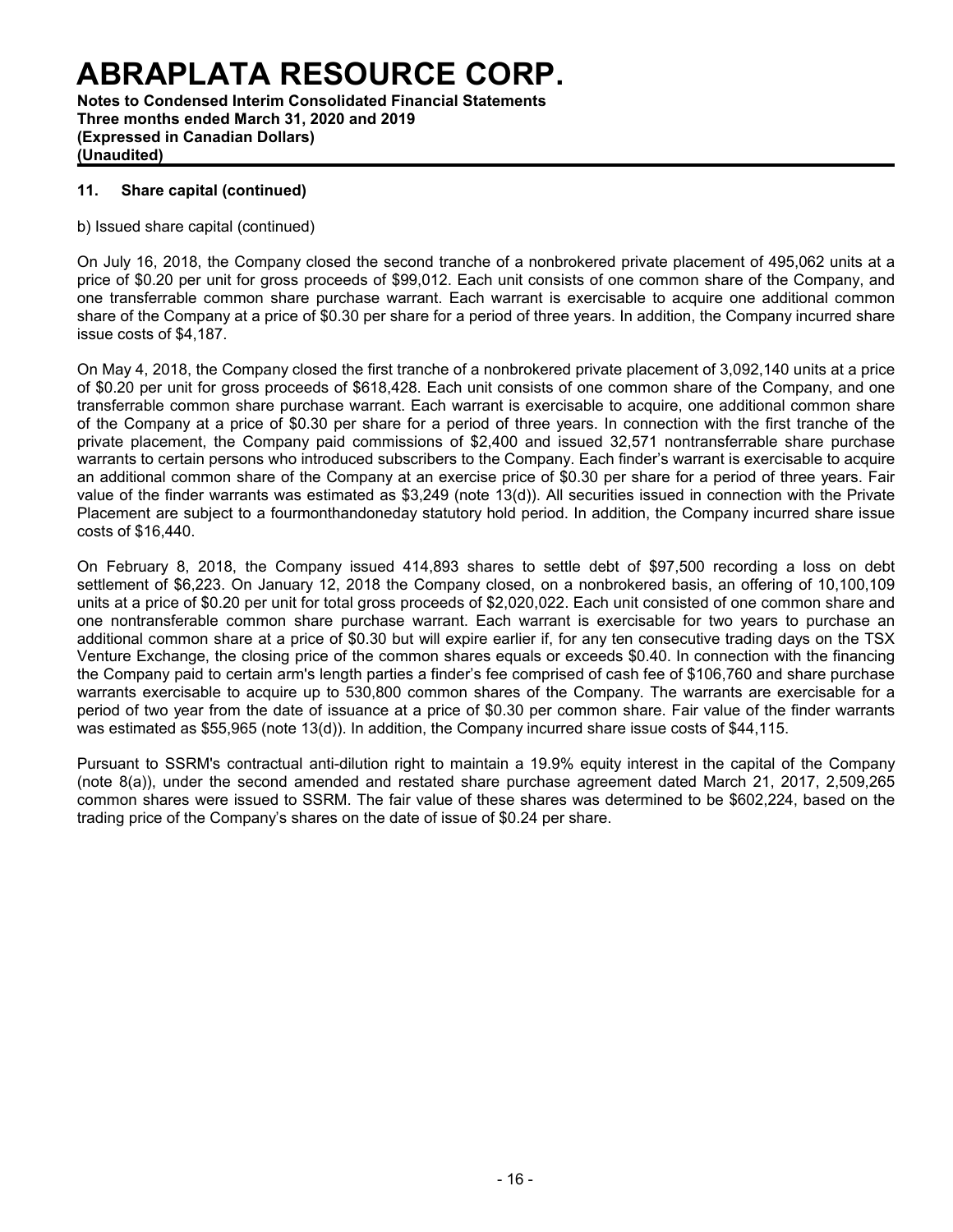## 11. Share capital (continued)

b) Issued share capital (continued)

On July 16, 2018, the Company closed the second tranche of a nonbrokered private placement of 495,062 units at a price of $0.20 per unit for gross proceeds of $99,012. Each unit consists of one common share of the Company, and one transferrable common share purchase warrant. Each warrant is exercisable to acquire one additional common share of the Company at a price of $0.30 per share for a period of three years. In addition, the Company incurred share issue costs of $4,187.

On May 4, 2018, the Company closed the first tranche of a nonbrokered private placement of 3,092,140 units at a price of $0.20 per unit for gross proceeds of $618,428. Each unit consists of one common share of the Company, and one transferrable common share purchase warrant. Each warrant is exercisable to acquire, one additional common share of the Company at a price of $0.30 per share for a period of three years. In connection with the first tranche of the private placement, the Company paid commissions of $2,400 and issued 32,571 nontransferrable share purchase warrants to certain persons who introduced subscribers to the Company. Each finder's warrant is exercisable to acquire an additional common share of the Company at an exercise price of $0.30 per share for a period of three years. Fair value of the finder warrants was estimated as $3,249 (note 13(d)). All securities issued in connection with the Private Placement are subject to a fourmonthandoneday statutory hold period. In addition, the Company incurred share issue costs of $16,440.

On February 8, 2018, the Company issued 414,893 shares to settle debt of $97,500 recording a loss on debt settlement of $6,223. On January 12, 2018 the Company closed, on a nonbrokered basis, an offering of 10,100,109 units at a price of $0.20 per unit for total gross proceeds of $2,020,022. Each unit consisted of one common share and one nontransferable common share purchase warrant. Each warrant is exercisable for two years to purchase an additional common share at a price of $0.30 but will expire earlier if, for any ten consecutive trading days on the TSX Venture Exchange, the closing price of the common shares equals or exceeds $0.40. In connection with the financing the Company paid to certain arm's length parties a finder's fee comprised of cash fee of $106,760 and share purchase warrants exercisable to acquire up to 530,800 common shares of the Company. The warrants are exercisable for a period of two year from the date of issuance at a price of $0.30 per common share. Fair value of the finder warrants was estimated as $55,965 (note 13(d)). In addition, the Company incurred share issue costs of $44,115.

Pursuant to SSRM's contractual anti-dilution right to maintain a 19.9% equity interest in the capital of the Company (note 8(a)), under the second amended and restated share purchase agreement dated March 21, 2017, 2,509,265 common shares were issued to SSRM. The fair value of these shares was determined to be $602,224, based on the trading price of the Company's shares on the date of issue of $0.24 per share.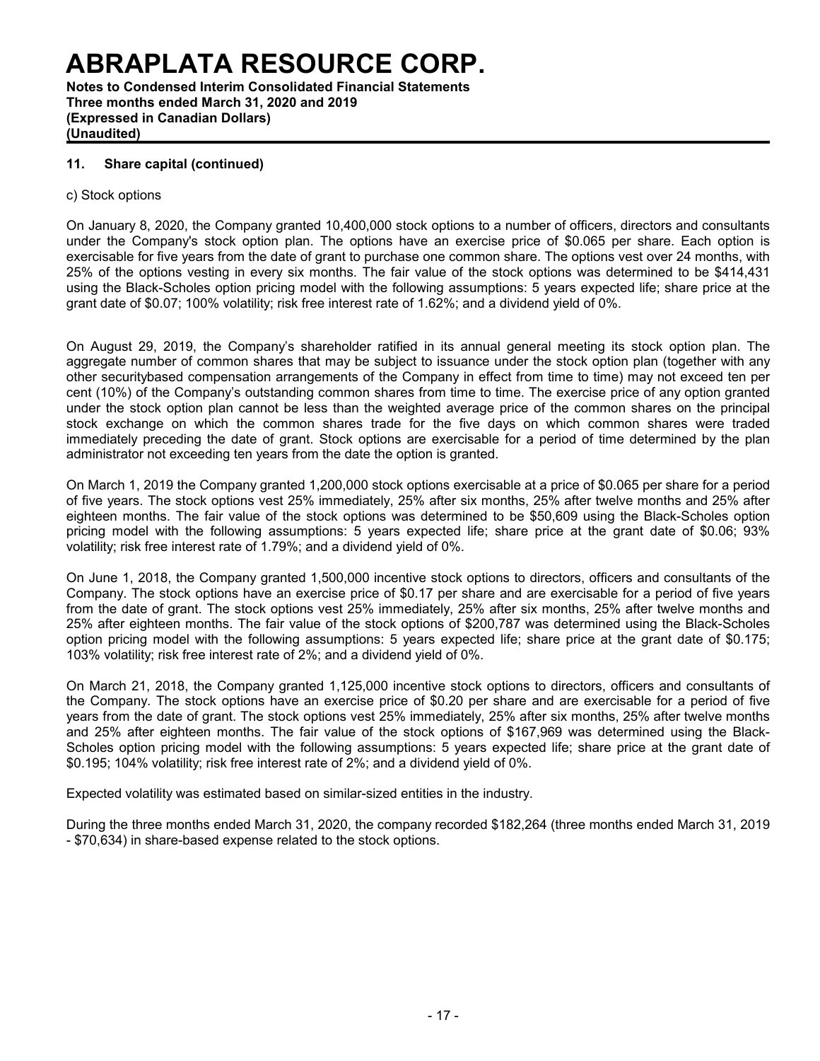### 11. Share capital (continued)

c) Stock options

On January 8, 2020, the Company granted 10,400,000 stock options to a number of officers, directors and consultants under the Company's stock option plan. The options have an exercise price of $0.065 per share. Each option is exercisable for five years from the date of grant to purchase one common share. The options vest over 24 months, with 25% of the options vesting in every six months. The fair value of the stock options was determined to be $414,431 using the Black-Scholes option pricing model with the following assumptions: 5 years expected life; share price at the grant date of $0.07; 100% volatility; risk free interest rate of 1.62%; and a dividend yield of 0%.

On August 29, 2019, the Company's shareholder ratified in its annual general meeting its stock option plan. The aggregate number of common shares that may be subject to issuance under the stock option plan (together with any other securitybased compensation arrangements of the Company in effect from time to time) may not exceed ten per cent (10%) of the Company's outstanding common shares from time to time. The exercise price of any option granted under the stock option plan cannot be less than the weighted average price of the common shares on the principal stock exchange on which the common shares trade for the five days on which common shares were traded immediately preceding the date of grant. Stock options are exercisable for a period of time determined by the plan administrator not exceeding ten years from the date the option is granted.

On March 1, 2019 the Company granted 1,200,000 stock options exercisable at a price of $0.065 per share for a period of five years. The stock options vest 25% immediately, 25% after six months, 25% after twelve months and 25% after eighteen months. The fair value of the stock options was determined to be $50,609 using the Black-Scholes option pricing model with the following assumptions: 5 years expected life; share price at the grant date of $0.06; 93% volatility; risk free interest rate of 1.79%; and a dividend yield of 0%.

On June 1, 2018, the Company granted 1,500,000 incentive stock options to directors, officers and consultants of the Company. The stock options have an exercise price of $0.17 per share and are exercisable for a period of five years from the date of grant. The stock options vest 25% immediately, 25% after six months, 25% after twelve months and 25% after eighteen months. The fair value of the stock options of $200,787 was determined using the Black-Scholes option pricing model with the following assumptions: 5 years expected life; share price at the grant date of $0.175; 103% volatility; risk free interest rate of 2%; and a dividend yield of 0%.

On March 21, 2018, the Company granted 1,125,000 incentive stock options to directors, officers and consultants of the Company. The stock options have an exercise price of $0.20 per share and are exercisable for a period of five years from the date of grant. The stock options vest 25% immediately, 25% after six months, 25% after twelve months and 25% after eighteen months. The fair value of the stock options of $167,969 was determined using the Black-Scholes option pricing model with the following assumptions: 5 years expected life; share price at the grant date of $0.195; 104% volatility; risk free interest rate of 2%; and a dividend yield of 0%.

Expected volatility was estimated based on similar-sized entities in the industry.

During the three months ended March 31, 2020, the company recorded $182,264 (three months ended March 31, 2019 - $70,634) in share-based expense related to the stock options.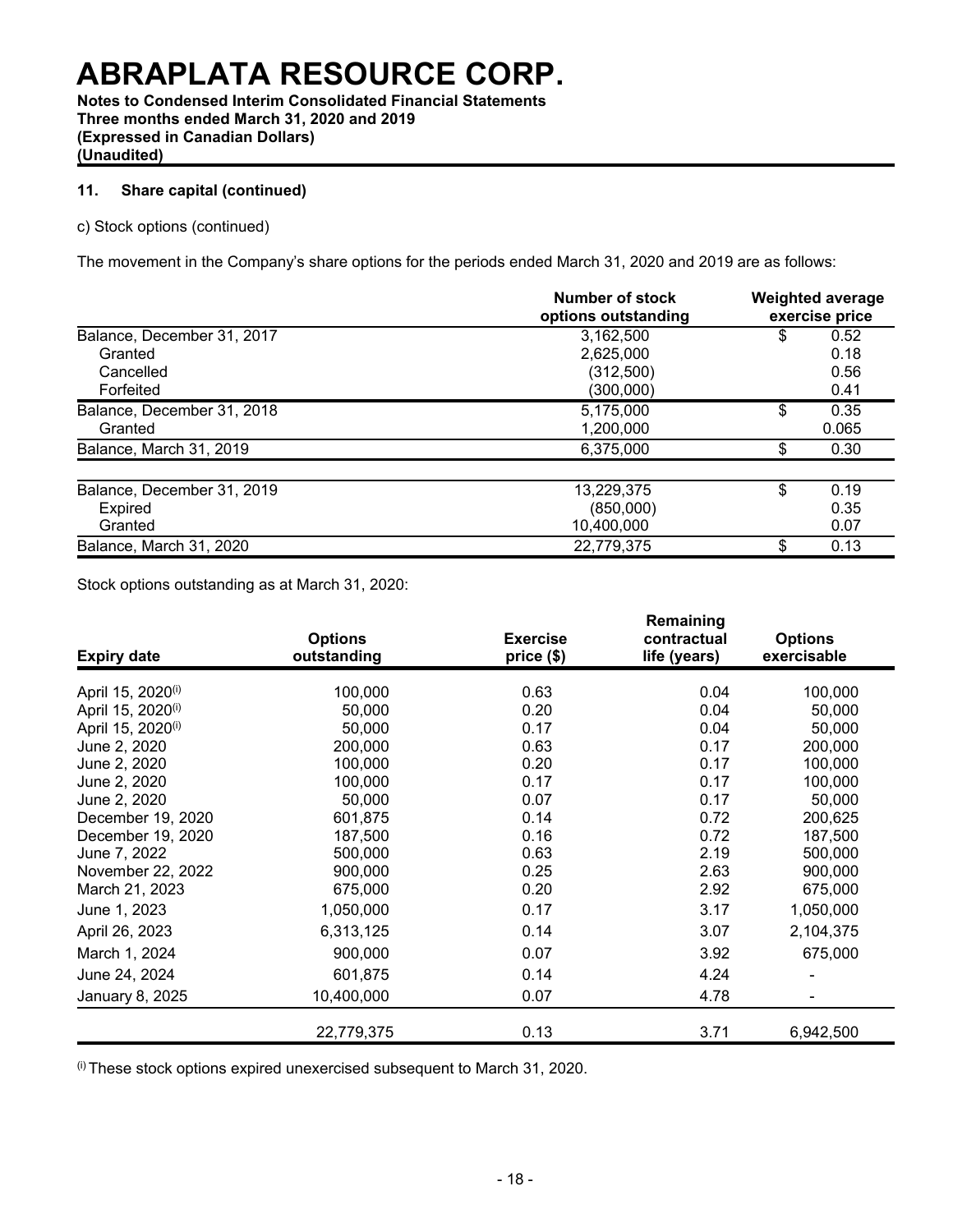# ABRAPLATA RESOURCE CORP.

**Notes to Condensed Interim Consolidated Financial Statements**
**Three months ended March 31, 2020 and 2019**
**(Expressed in Canadian Dollars)**
**(Unaudited)**

### 11. Share capital (continued)

c) Stock options (continued)

The movement in the Company's share options for the periods ended March 31, 2020 and 2019 are as follows:

| | Number of stock options outstanding | Weighted average exercise price |
|---|---|---|
| Balance, December 31, 2017 | 3,162,500 | $ 0.52 |
| Granted | 2,625,000 | 0.18 |
| Cancelled | (312,500) | 0.56 |
| Forfeited | (300,000) | 0.41 |
| Balance, December 31, 2018 | 5,175,000 | $ 0.35 |
| Granted | 1,200,000 | 0.065 |
| Balance, March 31, 2019 | 6,375,000 | $ 0.30 |
| | | |
| Balance, December 31, 2019 | 13,229,375 | $ 0.19 |
| Expired | (850,000) | 0.35 |
| Granted | 10,400,000 | 0.07 |
| Balance, March 31, 2020 | 22,779,375 | $ 0.13 |

Stock options outstanding as at March 31, 2020:

| Expiry date | Options outstanding | Exercise price ($) | Remaining contractual life (years) | Options exercisable |
|---|---|---|---|---|
| April 15, 2020[(i)] | 100,000 | 0.63 | 0.04 | 100,000 |
| April 15, 2020[(i)] | 50,000 | 0.20 | 0.04 | 50,000 |
| April 15, 2020[(i)] | 50,000 | 0.17 | 0.04 | 50,000 |
| June 2, 2020 | 200,000 | 0.63 | 0.17 | 200,000 |
| June 2, 2020 | 100,000 | 0.20 | 0.17 | 100,000 |
| June 2, 2020 | 100,000 | 0.17 | 0.17 | 100,000 |
| June 2, 2020 | 50,000 | 0.07 | 0.17 | 50,000 |
| December 19, 2020 | 601,875 | 0.14 | 0.72 | 200,625 |
| December 19, 2020 | 187,500 | 0.16 | 0.72 | 187,500 |
| June 7, 2022 | 500,000 | 0.63 | 2.19 | 500,000 |
| November 22, 2022 | 900,000 | 0.25 | 2.63 | 900,000 |
| March 21, 2023 | 675,000 | 0.20 | 2.92 | 675,000 |
| June 1, 2023 | 1,050,000 | 0.17 | 3.17 | 1,050,000 |
| April 26, 2023 | 6,313,125 | 0.14 | 3.07 | 2,104,375 |
| March 1, 2024 | 900,000 | 0.07 | 3.92 | 675,000 |
| June 24, 2024 | 601,875 | 0.14 | 4.24 | - |
| January 8, 2025 | 10,400,000 | 0.07 | 4.78 | - |
| | 22,779,375 | 0.13 | 3.71 | 6,942,500 |

[(i)] These stock options expired unexercised subsequent to March 31, 2020.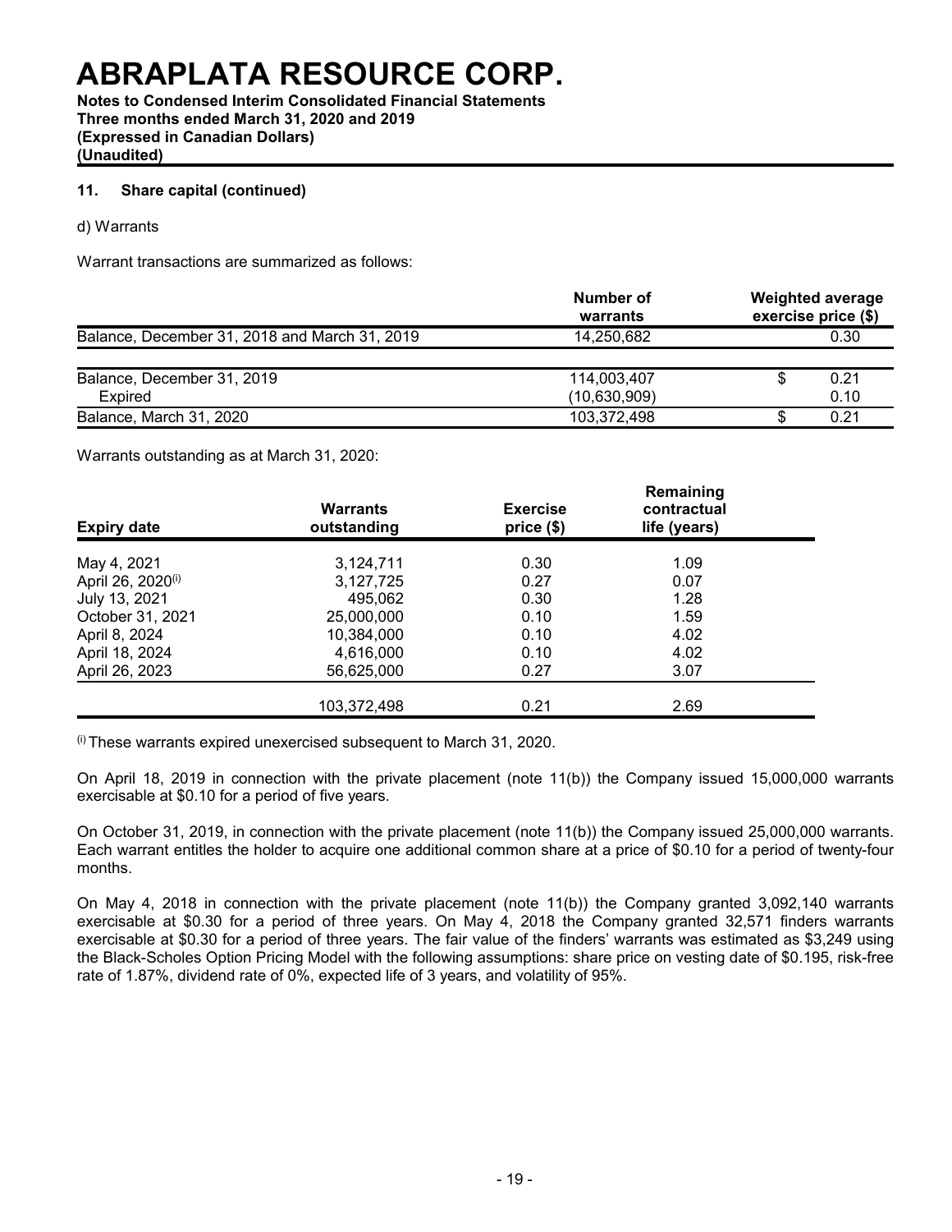# ABRAPLATA RESOURCE CORP.

**Notes to Condensed Interim Consolidated Financial Statements**
**Three months ended March 31, 2020 and 2019**
**(Expressed in Canadian Dollars)**
**(Unaudited)**

### 11. Share capital (continued)

d) Warrants

Warrant transactions are summarized as follows:

| | Number of warrants | Weighted average exercise price ($) |
|---|---|---|
| Balance, December 31, 2018 and March 31, 2019 | 14,250,682 | 0.30 |
| | | |
| Balance, December 31, 2019 | 114,003,407 | $ 0.21 |
| Expired | (10,630,909) | 0.10 |
| Balance, March 31, 2020 | 103,372,498 | $ 0.21 |

Warrants outstanding as at March 31, 2020:

| Expiry date | Warrants outstanding | Exercise price ($) | Remaining contractual life (years) |
|---|---|---|---|
| May 4, 2021 | 3,124,711 | 0.30 | 1.09 |
| April 26, 2020[(i)] | 3,127,725 | 0.27 | 0.07 |
| July 13, 2021 | 495,062 | 0.30 | 1.28 |
| October 31, 2021 | 25,000,000 | 0.10 | 1.59 |
| April 8, 2024 | 10,384,000 | 0.10 | 4.02 |
| April 18, 2024 | 4,616,000 | 0.10 | 4.02 |
| April 26, 2023 | 56,625,000 | 0.27 | 3.07 |
| | 103,372,498 | 0.21 | 2.69 |

[(i)] These warrants expired unexercised subsequent to March 31, 2020.

On April 18, 2019 in connection with the private placement (note 11(b)) the Company issued 15,000,000 warrants exercisable at $0.10 for a period of five years.

On October 31, 2019, in connection with the private placement (note 11(b)) the Company issued 25,000,000 warrants. Each warrant entitles the holder to acquire one additional common share at a price of $0.10 for a period of twenty-four months.

On May 4, 2018 in connection with the private placement (note 11(b)) the Company granted 3,092,140 warrants exercisable at $0.30 for a period of three years. On May 4, 2018 the Company granted 32,571 finders warrants exercisable at $0.30 for a period of three years. The fair value of the finders' warrants was estimated as $3,249 using the Black-Scholes Option Pricing Model with the following assumptions: share price on vesting date of $0.195, risk-free rate of 1.87%, dividend rate of 0%, expected life of 3 years, and volatility of 95%.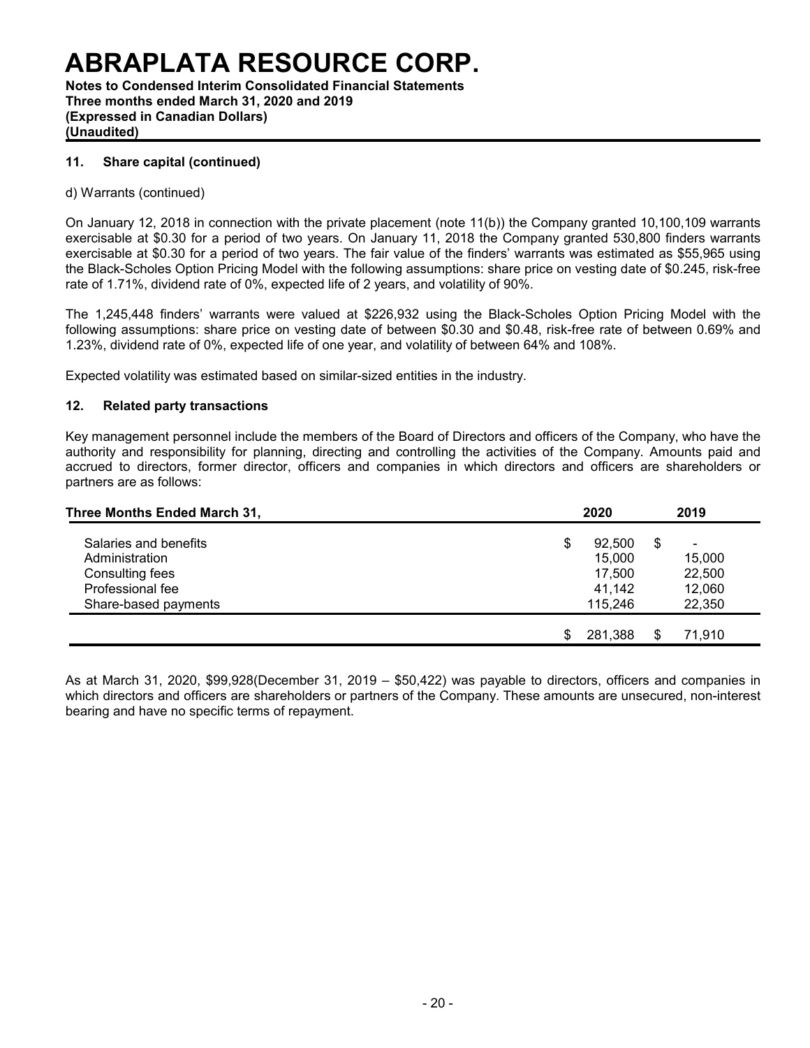## 11. Share capital (continued)

d) Warrants (continued)

On January 12, 2018 in connection with the private placement (note 11(b)) the Company granted 10,100,109 warrants exercisable at $0.30 for a period of two years. On January 11, 2018 the Company granted 530,800 finders warrants exercisable at $0.30 for a period of two years. The fair value of the finders' warrants was estimated as $55,965 using the Black-Scholes Option Pricing Model with the following assumptions: share price on vesting date of $0.245, risk-free rate of 1.71%, dividend rate of 0%, expected life of 2 years, and volatility of 90%.

The 1,245,448 finders' warrants were valued at $226,932 using the Black-Scholes Option Pricing Model with the following assumptions: share price on vesting date of between $0.30 and $0.48, risk-free rate of between 0.69% and 1.23%, dividend rate of 0%, expected life of one year, and volatility of between 64% and 108%.

Expected volatility was estimated based on similar-sized entities in the industry.

## 12. Related party transactions

Key management personnel include the members of the Board of Directors and officers of the Company, who have the authority and responsibility for planning, directing and controlling the activities of the Company. Amounts paid and accrued to directors, former director, officers and companies in which directors and officers are shareholders or partners are as follows:

| Three Months Ended March 31, | 2020 | 2019 |
|---|---|---|
| Salaries and benefits | $ 92,500 | $ - |
| Administration | 15,000 | 15,000 |
| Consulting fees | 17,500 | 22,500 |
| Professional fee | 41,142 | 12,060 |
| Share-based payments | 115,246 | 22,350 |
| | $ 281,388 | $ 71,910 |

As at March 31, 2020, $99,928(December 31, 2019 – $50,422) was payable to directors, officers and companies in which directors and officers are shareholders or partners of the Company. These amounts are unsecured, non-interest bearing and have no specific terms of repayment.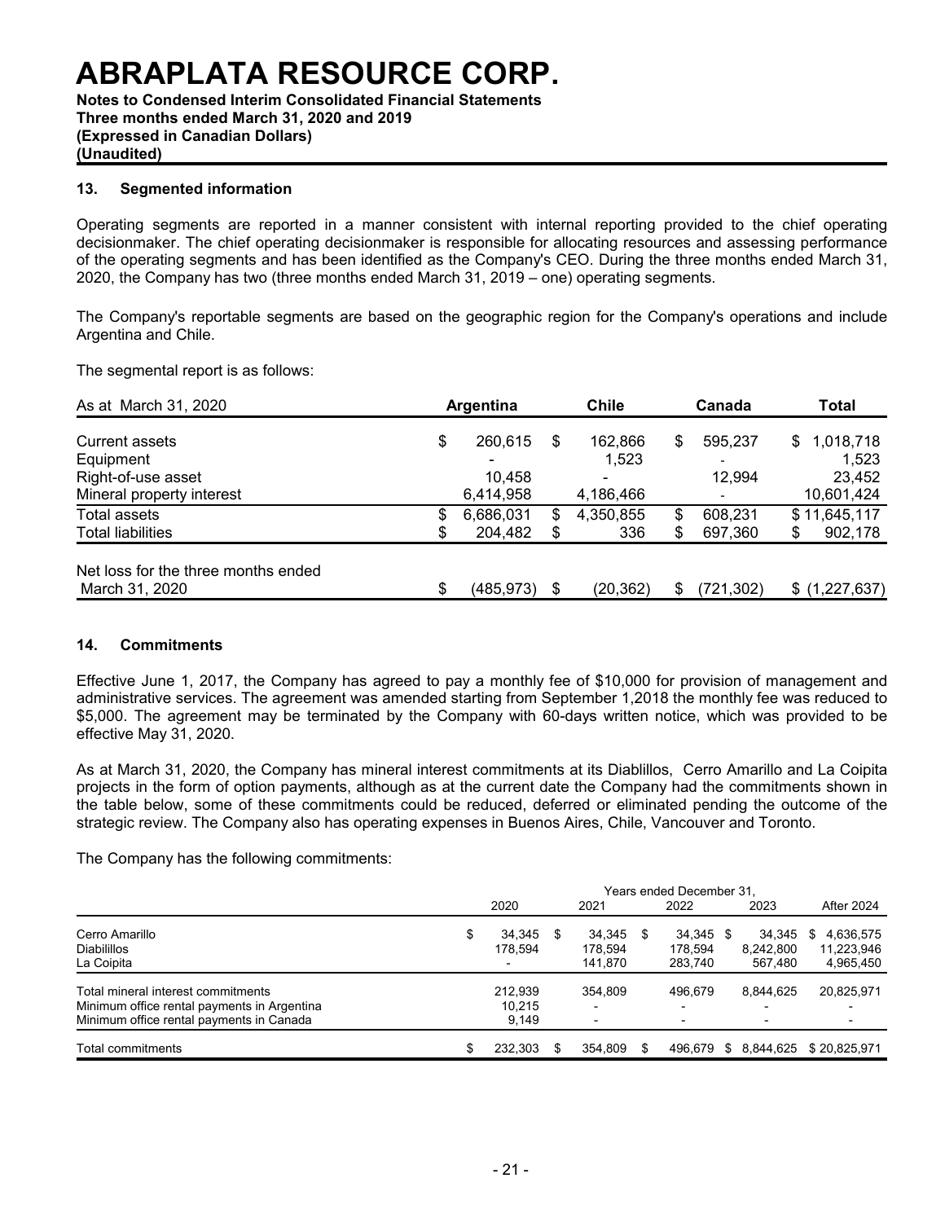# ABRAPLATA RESOURCE CORP.

**Notes to Condensed Interim Consolidated Financial Statements**
**Three months ended March 31, 2020 and 2019**
**(Expressed in Canadian Dollars)**
**(Unaudited)**

### 13. Segmented information

Operating segments are reported in a manner consistent with internal reporting provided to the chief operating decisionmaker. The chief operating decisionmaker is responsible for allocating resources and assessing performance of the operating segments and has been identified as the Company's CEO. During the three months ended March 31, 2020, the Company has two (three months ended March 31, 2019 – one) operating segments.

The Company's reportable segments are based on the geographic region for the Company's operations and include Argentina and Chile.

The segmental report is as follows:

| As at March 31, 2020 | Argentina | Chile | Canada | Total |
|---|---|---|---|---|
| Current assets | $ 260,615 | $ 162,866 | $ 595,237 | $ 1,018,718 |
| Equipment | - | 1,523 | - | 1,523 |
| Right-of-use asset | 10,458 | - | 12,994 | 23,452 |
| Mineral property interest | 6,414,958 | 4,186,466 | - | 10,601,424 |
| Total assets | $ 6,686,031 | $ 4,350,855 | $ 608,231 | $ 11,645,117 |
| Total liabilities | $ 204,482 | $ 336 | $ 697,360 | $ 902,178 |
| Net loss for the three months ended March 31, 2020 | $ (485,973) | $ (20,362) | $ (721,302) | $ (1,227,637) |

### 14. Commitments

Effective June 1, 2017, the Company has agreed to pay a monthly fee of $10,000 for provision of management and administrative services. The agreement was amended starting from September 1,2018 the monthly fee was reduced to $5,000. The agreement may be terminated by the Company with 60-days written notice, which was provided to be effective May 31, 2020.

As at March 31, 2020, the Company has mineral interest commitments at its Diablillos, Cerro Amarillo and La Coipita projects in the form of option payments, although as at the current date the Company had the commitments shown in the table below, some of these commitments could be reduced, deferred or eliminated pending the outcome of the strategic review. The Company also has operating expenses in Buenos Aires, Chile, Vancouver and Toronto.

The Company has the following commitments:

| | Years ended December 31, | | | | |
|---|---|---|---|---|---|
| | 2020 | 2021 | 2022 | 2023 | After 2024 |
| Cerro Amarillo | $ 34,345 | $ 34,345 | $ 34,345 | $ 34,345 | $ 4,636,575 |
| Diabilillos | 178,594 | 178,594 | 178,594 | 8,242,800 | 11,223,946 |
| La Coipita | - | 141,870 | 283,740 | 567,480 | 4,965,450 |
| Total mineral interest commitments | 212,939 | 354,809 | 496,679 | 8,844,625 | 20,825,971 |
| Minimum office rental payments in Argentina | 10,215 | - | - | - | - |
| Minimum office rental payments in Canada | 9,149 | - | - | - | - |
| Total commitments | $ 232,303 | $ 354,809 | $ 496,679 | $ 8,844,625 | $ 20,825,971 |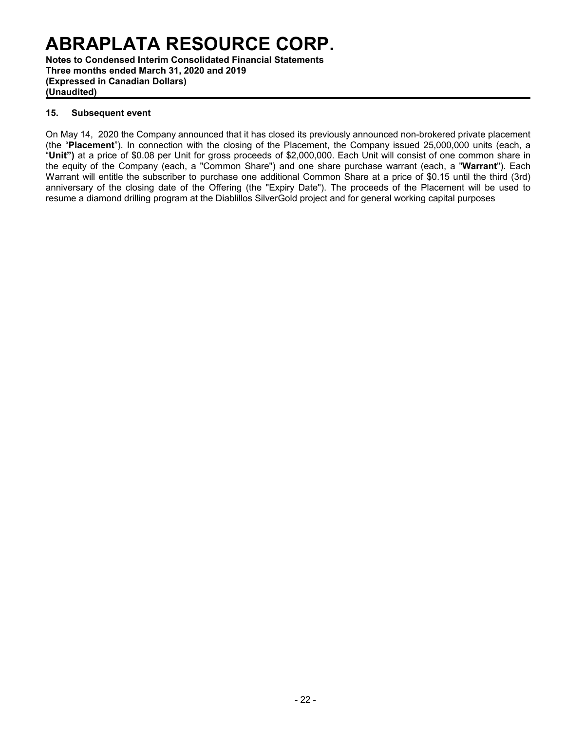## 15. Subsequent event

On May 14, 2020 the Company announced that it has closed its previously announced non-brokered private placement (the "**Placement**"). In connection with the closing of the Placement, the Company issued 25,000,000 units (each, a "**Unit")** at a price of $0.08 per Unit for gross proceeds of $2,000,000. Each Unit will consist of one common share in the equity of the Company (each, a "Common Share") and one share purchase warrant (each, a "**Warrant**"). Each Warrant will entitle the subscriber to purchase one additional Common Share at a price of $0.15 until the third (3rd) anniversary of the closing date of the Offering (the "Expiry Date"). The proceeds of the Placement will be used to resume a diamond drilling program at the Diablillos SilverGold project and for general working capital purposes